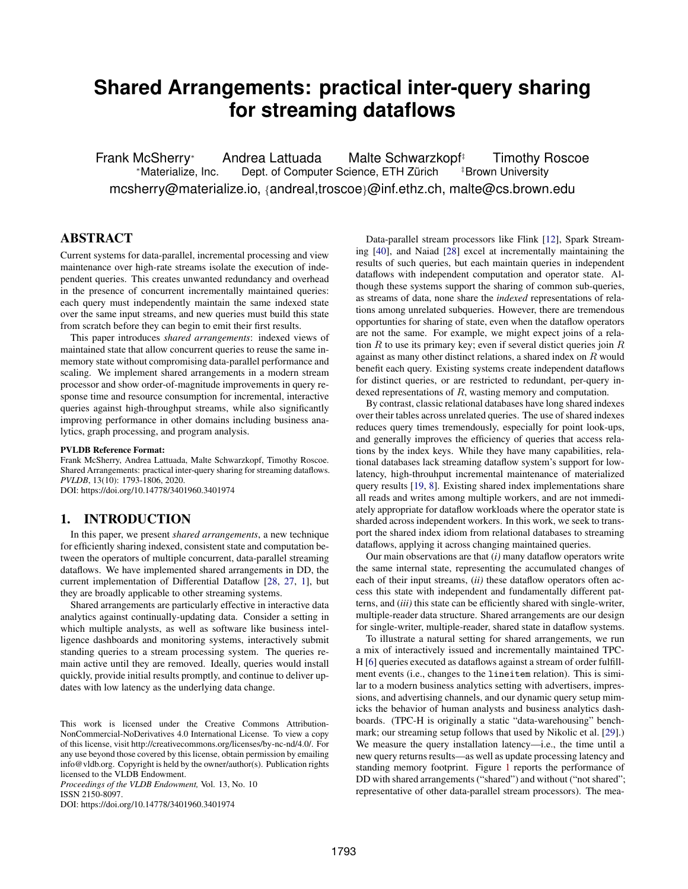# Shared Arrangements: practical inter-query sharing for streaming dataflows

Frank McSherry[*] Andrea Lattuada Malte Schwarzkopf[‡] Timothy Roscoe

[*]Materialize, Inc. Dept. of Computer Science, ETH Zürich [‡]Brown University

mcsherry@materialize.io, {andreal,troscoe}@inf.ethz.ch, malte@cs.brown.edu

## ABSTRACT

Current systems for data-parallel, incremental processing and view maintenance over high-rate streams isolate the execution of independent queries. This creates unwanted redundancy and overhead in the presence of concurrent incrementally maintained queries: each query must independently maintain the same indexed state over the same input streams, and new queries must build this state from scratch before they can begin to emit their first results.

This paper introduces *shared arrangements*: indexed views of maintained state that allow concurrent queries to reuse the same in-memory state without compromising data-parallel performance and scaling. We implement shared arrangements in a modern stream processor and show order-of-magnitude improvements in query response time and resource consumption for incremental, interactive queries against high-throughput streams, while also significantly improving performance in other domains including business analytics, graph processing, and program analysis.

**PVLDB Reference Format:**
Frank McSherry, Andrea Lattuada, Malte Schwarzkopf, Timothy Roscoe. Shared Arrangements: practical inter-query sharing for streaming dataflows. *PVLDB*, 13(10): 1793-1806, 2020.
DOI: https://doi.org/10.14778/3401960.3401974

## 1. INTRODUCTION

In this paper, we present *shared arrangements*, a new technique for efficiently sharing indexed, consistent state and computation between the operators of multiple concurrent, data-parallel streaming dataflows. We have implemented shared arrangements in DD, the current implementation of Differential Dataflow [28, 27, 1], but they are broadly applicable to other streaming systems.

Shared arrangements are particularly effective in interactive data analytics against continually-updating data. Consider a setting in which multiple analysts, as well as software like business intelligence dashboards and monitoring systems, interactively submit standing queries to a stream processing system. The queries remain active until they are removed. Ideally, queries would install quickly, provide initial results promptly, and continue to deliver updates with low latency as the underlying data change.

This work is licensed under the Creative Commons Attribution-NonCommercial-NoDerivatives 4.0 International License. To view a copy of this license, visit http://creativecommons.org/licenses/by-nc-nd/4.0/. For any use beyond those covered by this license, obtain permission by emailing info@vldb.org. Copyright is held by the owner/author(s). Publication rights licensed to the VLDB Endowment.
*Proceedings of the VLDB Endowment,* Vol. 13, No. 10
ISSN 2150-8097.
DOI: https://doi.org/10.14778/3401960.3401974

Data-parallel stream processors like Flink [12], Spark Streaming [40], and Naiad [28] excel at incrementally maintaining the results of such queries, but each maintain queries in independent dataflows with independent computation and operator state. Although these systems support the sharing of common sub-queries, as streams of data, none share the *indexed* representations of relations among unrelated subqueries. However, there are tremendous opportunties for sharing of state, even when the dataflow operators are not the same. For example, we might expect joins of a relation $R$ to use its primary key; even if several distict queries join $R$ against as many other distinct relations, a shared index on $R$ would benefit each query. Existing systems create independent dataflows for distinct queries, or are restricted to redundant, per-query indexed representations of $R$, wasting memory and computation.

By contrast, classic relational databases have long shared indexes over their tables across unrelated queries. The use of shared indexes reduces query times tremendously, especially for point look-ups, and generally improves the efficiency of queries that access relations by the index keys. While they have many capabilities, relational databases lack streaming dataflow system's support for low-latency, high-throuhput incremental maintenance of materialized query results [19, 8]. Existing shared index implementations share all reads and writes among multiple workers, and are not immediately appropriate for dataflow workloads where the operator state is sharded across independent workers. In this work, we seek to transport the shared index idiom from relational databases to streaming dataflows, applying it across changing maintained queries.

Our main observations are that *(i)* many dataflow operators write the same internal state, representing the accumulated changes of each of their input streams, *(ii)* these dataflow operators often access this state with independent and fundamentally different patterns, and *(iii)* this state can be efficiently shared with single-writer, multiple-reader data structure. Shared arrangements are our design for single-writer, multiple-reader, shared state in dataflow systems.

To illustrate a natural setting for shared arrangements, we run a mix of interactively issued and incrementally maintained TPC-H [6] queries executed as dataflows against a stream of order fulfillment events (i.e., changes to the `lineitem` relation). This is similar to a modern business analytics setting with advertisers, impressions, and advertising channels, and our dynamic query setup mimicks the behavior of human analysts and business analytics dashboards. (TPC-H is originally a static "data-warehousing" benchmark; our streaming setup follows that used by Nikolic et al. [29].) We measure the query installation latency—i.e., the time until a new query returns results—as well as update processing latency and standing memory footprint. Figure 1 reports the performance of DD with shared arrangements ("shared") and without ("not shared"; representative of other data-parallel stream processors). The mea-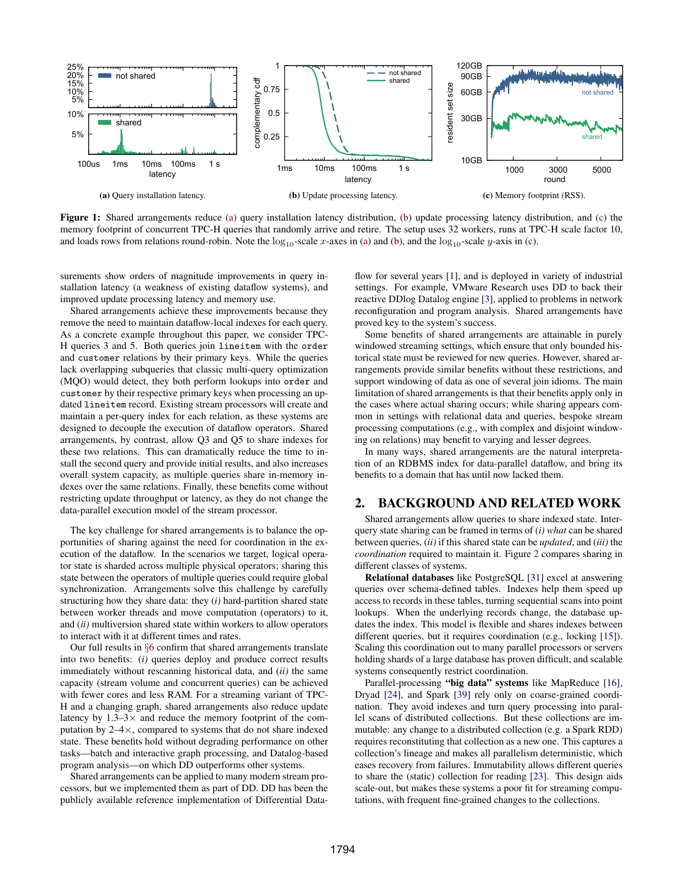**(a)** Query installation latency.

**(b)** Update processing latency.

**(c)** Memory footprint (RSS).

**Figure 1:** Shared arrangements reduce (a) query installation latency distribution, (b) update processing latency distribution, and (c) the memory footprint of concurrent TPC-H queries that randomly arrive and retire. The setup uses 32 workers, runs at TPC-H scale factor 10, and loads rows from relations round-robin. Note the $\log_{10}$-scale $x$-axes in (a) and (b), and the $\log_{10}$-scale $y$-axis in (c).

surements show orders of magnitude improvements in query installation latency (a weakness of existing dataflow systems), and improved update processing latency and memory use.

Shared arrangements achieve these improvements because they remove the need to maintain dataflow-local indexes for each query. As a concrete example throughout this paper, we consider TPC-H queries 3 and 5. Both queries join `lineitem` with the `order` and `customer` relations by their primary keys. While the queries lack overlapping subqueries that classic multi-query optimization (MQO) would detect, they both perform lookups into `order` and `customer` by their respective primary keys when processing an updated `lineitem` record. Existing stream processors will create and maintain a per-query index for each relation, as these systems are designed to decouple the execution of dataflow operators. Shared arrangements, by contrast, allow Q3 and Q5 to share indexes for these two relations. This can dramatically reduce the time to install the second query and provide initial results, and also increases overall system capacity, as multiple queries share in-memory indexes over the same relations. Finally, these benefits come without restricting update throughput or latency, as they do not change the data-parallel execution model of the stream processor.

The key challenge for shared arrangements is to balance the opportunities of sharing against the need for coordination in the execution of the dataflow. In the scenarios we target, logical operator state is sharded across multiple physical operators; sharing this state between the operators of multiple queries could require global synchronization. Arrangements solve this challenge by carefully structuring how they share data: they *(i)* hard-partition shared state between worker threads and move computation (operators) to it, and *(ii)* multiversion shared state within workers to allow operators to interact with it at different times and rates.

Our full results in §6 confirm that shared arrangements translate into two benefits: *(i)* queries deploy and produce correct results immediately without rescanning historical data, and *(ii)* the same capacity (stream volume and concurrent queries) can be achieved with fewer cores and less RAM. For a streaming variant of TPC-H and a changing graph, shared arrangements also reduce update latency by 1.3–3× and reduce the memory footprint of the computation by 2–4×, compared to systems that do not share indexed state. These benefits hold without degrading performance on other tasks—batch and interactive graph processing, and Datalog-based program analysis—on which DD outperforms other systems.

Shared arrangements can be applied to many modern stream processors, but we implemented them as part of DD. DD has been the publicly available reference implementation of Differential Dataflow for several years [1], and is deployed in variety of industrial settings. For example, VMware Research uses DD to back their reactive DDlog Datalog engine [3], applied to problems in network reconfiguration and program analysis. Shared arrangements have proved key to the system's success.

Some benefits of shared arrangements are attainable in purely windowed streaming settings, which ensure that only bounded historical state must be reviewed for new queries. However, shared arrangements provide similar benefits without these restrictions, and support windowing of data as one of several join idioms. The main limitation of shared arrangements is that their benefits apply only in the cases where actual sharing occurs; while sharing appears common in settings with relational data and queries, bespoke stream processing computations (e.g., with complex and disjoint windowing on relations) may benefit to varying and lesser degrees.

In many ways, shared arrangements are the natural interpretation of an RDBMS index for data-parallel dataflow, and bring its benefits to a domain that has until now lacked them.

## 2. BACKGROUND AND RELATED WORK

Shared arrangements allow queries to share indexed state. Inter-query state sharing can be framed in terms of *(i) what* can be shared between queries, *(ii)* if this shared state can be *updated*, and *(iii)* the *coordination* required to maintain it. Figure 2 compares sharing in different classes of systems.

**Relational databases** like PostgreSQL [31] excel at answering queries over schema-defined tables. Indexes help them speed up access to records in these tables, turning sequential scans into point lookups. When the underlying records change, the database updates the index. This model is flexible and shares indexes between different queries, but it requires coordination (e.g., locking [15]). Scaling this coordination out to many parallel processors or servers holding shards of a large database has proven difficult, and scalable systems consequently restrict coordination.

Parallel-processing **"big data" systems** like MapReduce [16], Dryad [24], and Spark [39] rely only on coarse-grained coordination. They avoid indexes and turn query processing into parallel scans of distributed collections. But these collections are immutable: any change to a distributed collection (e.g. a Spark RDD) requires reconstituting that collection as a new one. This captures a collection's lineage and makes all parallelism deterministic, which eases recovery from failures. Immutability allows different queries to share the (static) collection for reading [23]. This design aids scale-out, but makes these systems a poor fit for streaming computations, with frequent fine-grained changes to the collections.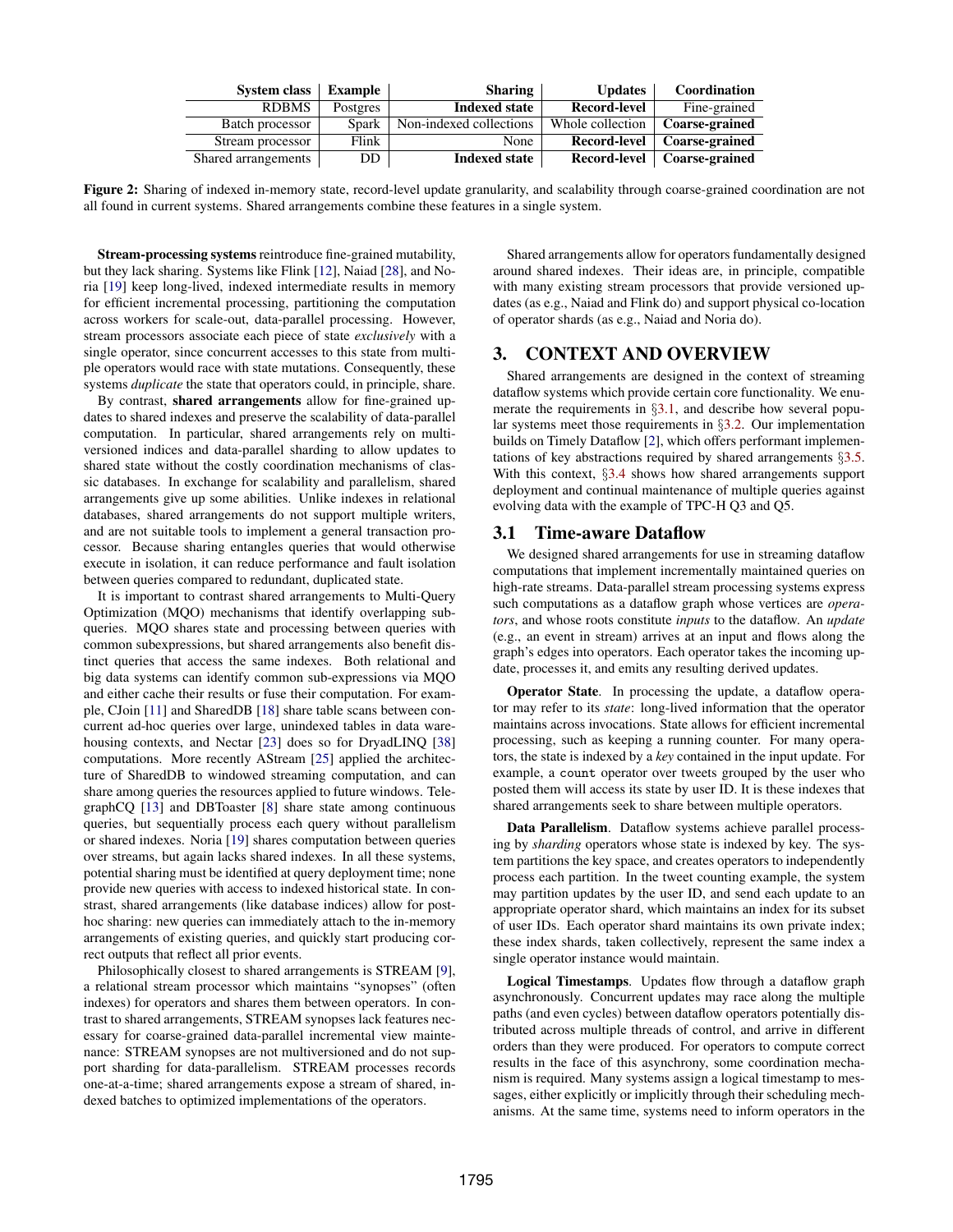| System class | Example | Sharing | Updates | Coordination |
|---|---|---|---|---|
| RDBMS | Postgres | **Indexed state** | **Record-level** | Fine-grained |
| Batch processor | Spark | Non-indexed collections | Whole collection | **Coarse-grained** |
| Stream processor | Flink | None | **Record-level** | **Coarse-grained** |
| Shared arrangements | DD | **Indexed state** | **Record-level** | **Coarse-grained** |

**Figure 2:** Sharing of indexed in-memory state, record-level update granularity, and scalability through coarse-grained coordination are not all found in current systems. Shared arrangements combine these features in a single system.

**Stream-processing systems** reintroduce fine-grained mutability, but they lack sharing. Systems like Flink [12], Naiad [28], and Noria [19] keep long-lived, indexed intermediate results in memory for efficient incremental processing, partitioning the computation across workers for scale-out, data-parallel processing. However, stream processors associate each piece of state *exclusively* with a single operator, since concurrent accesses to this state from multiple operators would race with state mutations. Consequently, these systems *duplicate* the state that operators could, in principle, share.

By contrast, **shared arrangements** allow for fine-grained updates to shared indexes and preserve the scalability of data-parallel computation. In particular, shared arrangements rely on multi-versioned indices and data-parallel sharding to allow updates to shared state without the costly coordination mechanisms of classic databases. In exchange for scalability and parallelism, shared arrangements give up some abilities. Unlike indexes in relational databases, shared arrangements do not support multiple writers, and are not suitable tools to implement a general transaction processor. Because sharing entangles queries that would otherwise execute in isolation, it can reduce performance and fault isolation between queries compared to redundant, duplicated state.

It is important to contrast shared arrangements to Multi-Query Optimization (MQO) mechanisms that identify overlapping subqueries. MQO shares state and processing between queries with common subexpressions, but shared arrangements also benefit distinct queries that access the same indexes. Both relational and big data systems can identify common sub-expressions via MQO and either cache their results or fuse their computation. For example, CJoin [11] and SharedDB [18] share table scans between concurrent ad-hoc queries over large, unindexed tables in data warehousing contexts, and Nectar [23] does so for DryadLINQ [38] computations. More recently AStream [25] applied the architecture of SharedDB to windowed streaming computation, and can share among queries the resources applied to future windows. TelegraphCQ [13] and DBToaster [8] share state among continuous queries, but sequentially process each query without parallelism or shared indexes. Noria [19] shares computation between queries over streams, but again lacks shared indexes. In all these systems, potential sharing must be identified at query deployment time; none provide new queries with access to indexed historical state. In contrast, shared arrangements (like database indices) allow for post-hoc sharing: new queries can immediately attach to the in-memory arrangements of existing queries, and quickly start producing correct outputs that reflect all prior events.

Philosophically closest to shared arrangements is STREAM [9], a relational stream processor which maintains "synopses" (often indexes) for operators and shares them between operators. In contrast to shared arrangements, STREAM synopses lack features necessary for coarse-grained data-parallel incremental view maintenance: STREAM synopses are not multiversioned and do not support sharding for data-parallelism. STREAM processes records one-at-a-time; shared arrangements expose a stream of shared, indexed batches to optimized implementations of the operators.

Shared arrangements allow for operators fundamentally designed around shared indexes. Their ideas are, in principle, compatible with many existing stream processors that provide versioned updates (as e.g., Naiad and Flink do) and support physical co-location of operator shards (as e.g., Naiad and Noria do).

## 3. CONTEXT AND OVERVIEW

Shared arrangements are designed in the context of streaming dataflow systems which provide certain core functionality. We enumerate the requirements in §3.1, and describe how several popular systems meet those requirements in §3.2. Our implementation builds on Timely Dataflow [2], which offers performant implementations of key abstractions required by shared arrangements §3.5. With this context, §3.4 shows how shared arrangements support deployment and continual maintenance of multiple queries against evolving data with the example of TPC-H Q3 and Q5.

### 3.1 Time-aware Dataflow

We designed shared arrangements for use in streaming dataflow computations that implement incrementally maintained queries on high-rate streams. Data-parallel stream processing systems express such computations as a dataflow graph whose vertices are *operators*, and whose roots constitute *inputs* to the dataflow. An *update* (e.g., an event in stream) arrives at an input and flows along the graph's edges into operators. Each operator takes the incoming update, processes it, and emits any resulting derived updates.

**Operator State**. In processing the update, a dataflow operator may refer to its *state*: long-lived information that the operator maintains across invocations. State allows for efficient incremental processing, such as keeping a running counter. For many operators, the state is indexed by a *key* contained in the input update. For example, a `count` operator over tweets grouped by the user who posted them will access its state by user ID. It is these indexes that shared arrangements seek to share between multiple operators.

**Data Parallelism**. Dataflow systems achieve parallel processing by *sharding* operators whose state is indexed by key. The system partitions the key space, and creates operators to independently process each partition. In the tweet counting example, the system may partition updates by the user ID, and send each update to an appropriate operator shard, which maintains an index for its subset of user IDs. Each operator shard maintains its own private index; these index shards, taken collectively, represent the same index a single operator instance would maintain.

**Logical Timestamps**. Updates flow through a dataflow graph asynchronously. Concurrent updates may race along the multiple paths (and even cycles) between dataflow operators potentially distributed across multiple threads of control, and arrive in different orders than they were produced. For operators to compute correct results in the face of this asynchrony, some coordination mechanism is required. Many systems assign a logical timestamp to messages, either explicitly or implicitly through their scheduling mechanisms. At the same time, systems need to inform operators in the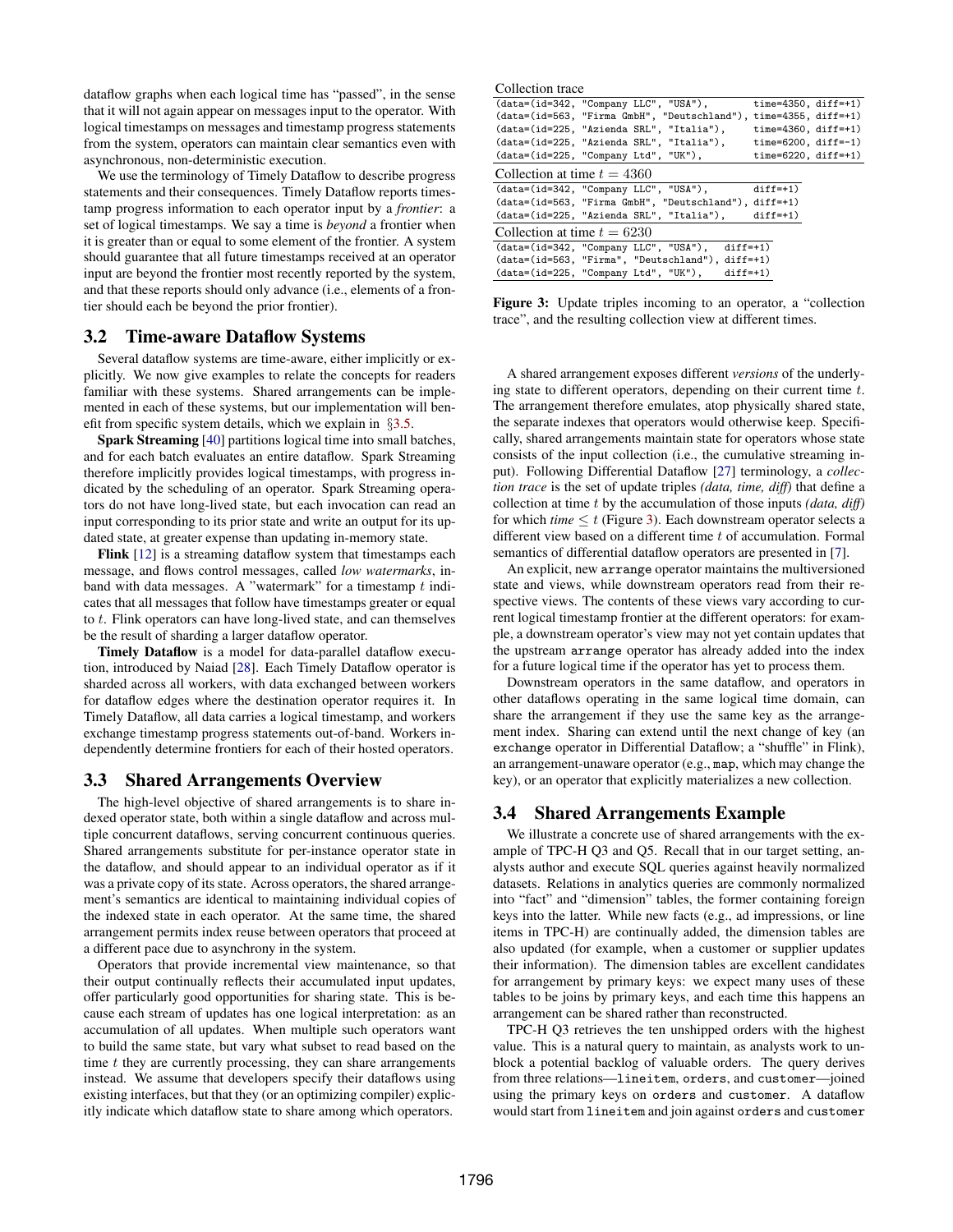dataflow graphs when each logical time has "passed", in the sense that it will not again appear on messages input to the operator. With logical timestamps on messages and timestamp progress statements from the system, operators can maintain clear semantics even with asynchronous, non-deterministic execution.

We use the terminology of Timely Dataflow to describe progress statements and their consequences. Timely Dataflow reports timestamp progress information to each operator input by a *frontier*: a set of logical timestamps. We say a time is *beyond* a frontier when it is greater than or equal to some element of the frontier. A system should guarantee that all future timestamps received at an operator input are beyond the frontier most recently reported by the system, and that these reports should only advance (i.e., elements of a frontier should each be beyond the prior frontier).

## 3.2 Time-aware Dataflow Systems

Several dataflow systems are time-aware, either implicitly or explicitly. We now give examples to relate the concepts for readers familiar with these systems. Shared arrangements can be implemented in each of these systems, but our implementation will benefit from specific system details, which we explain in §3.5.

**Spark Streaming** [40] partitions logical time into small batches, and for each batch evaluates an entire dataflow. Spark Streaming therefore implicitly provides logical timestamps, with progress indicated by the scheduling of an operator. Spark Streaming operators do not have long-lived state, but each invocation can read an input corresponding to its prior state and write an output for its updated state, at greater expense than updating in-memory state.

**Flink** [12] is a streaming dataflow system that timestamps each message, and flows control messages, called *low watermarks*, inband with data messages. A "watermark" for a timestamp $t$ indicates that all messages that follow have timestamps greater or equal to $t$. Flink operators can have long-lived state, and can themselves be the result of sharding a larger dataflow operator.

**Timely Dataflow** is a model for data-parallel dataflow execution, introduced by Naiad [28]. Each Timely Dataflow operator is sharded across all workers, with data exchanged between workers for dataflow edges where the destination operator requires it. In Timely Dataflow, all data carries a logical timestamp, and workers exchange timestamp progress statements out-of-band. Workers independently determine frontiers for each of their hosted operators.

## 3.3 Shared Arrangements Overview

The high-level objective of shared arrangements is to share indexed operator state, both within a single dataflow and across multiple concurrent dataflows, serving concurrent continuous queries. Shared arrangements substitute for per-instance operator state in the dataflow, and should appear to an individual operator as if it was a private copy of its state. Across operators, the shared arrangement's semantics are identical to maintaining individual copies of the indexed state in each operator. At the same time, the shared arrangement permits index reuse between operators that proceed at a different pace due to asynchrony in the system.

Operators that provide incremental view maintenance, so that their output continually reflects their accumulated input updates, offer particularly good opportunities for sharing state. This is because each stream of updates has one logical interpretation: as an accumulation of all updates. When multiple such operators want to build the same state, but vary what subset to read based on the time $t$ they are currently processing, they can share arrangements instead. We assume that developers specify their dataflows using existing interfaces, but that they (or an optimizing compiler) explicitly indicate which dataflow state to share among which operators.

Collection trace

```
(data=(id=342, "Company LLC", "USA"),          time=4350, diff=+1)
(data=(id=563, "Firma GmbH", "Deutschland"), time=4355, diff=+1)
(data=(id=225, "Azienda SRL", "Italia"),      time=4360, diff=+1)
(data=(id=225, "Azienda SRL", "Italia"),      time=6200, diff=-1)
(data=(id=225, "Company Ltd", "UK"),          time=6220, diff=+1)
```

Collection at time $t = 4360$

```
(data=(id=342, "Company LLC", "USA"),          diff=+1)
(data=(id=563, "Firma GmbH", "Deutschland"), diff=+1)
(data=(id=225, "Azienda SRL", "Italia"),      diff=+1)
```

Collection at time $t = 6230$

```
(data=(id=342, "Company LLC", "USA"),   diff=+1)
(data=(id=563, "Firma", "Deutschland"), diff=+1)
(data=(id=225, "Company Ltd", "UK"),    diff=+1)
```

**Figure 3:** Update triples incoming to an operator, a "collection trace", and the resulting collection view at different times.

A shared arrangement exposes different *versions* of the underlying state to different operators, depending on their current time $t$. The arrangement therefore emulates, atop physically shared state, the separate indexes that operators would otherwise keep. Specifically, shared arrangements maintain state for operators whose state consists of the input collection (i.e., the cumulative streaming input). Following Differential Dataflow [27] terminology, a *collection trace* is the set of update triples *(data, time, diff)* that define a collection at time $t$ by the accumulation of those inputs *(data, diff)* for which *time* $\leq t$ (Figure 3). Each downstream operator selects a different view based on a different time $t$ of accumulation. Formal semantics of differential dataflow operators are presented in [7].

An explicit, new `arrange` operator maintains the multiversioned state and views, while downstream operators read from their respective views. The contents of these views vary according to current logical timestamp frontier at the different operators: for example, a downstream operator's view may not yet contain updates that the upstream `arrange` operator has already added into the index for a future logical time if the operator has yet to process them.

Downstream operators in the same dataflow, and operators in other dataflows operating in the same logical time domain, can share the arrangement if they use the same key as the arrangement index. Sharing can extend until the next change of key (an `exchange` operator in Differential Dataflow; a "shuffle" in Flink), an arrangement-unaware operator (e.g., `map`, which may change the key), or an operator that explicitly materializes a new collection.

## 3.4 Shared Arrangements Example

We illustrate a concrete use of shared arrangements with the example of TPC-H Q3 and Q5. Recall that in our target setting, analysts author and execute SQL queries against heavily normalized datasets. Relations in analytics queries are commonly normalized into "fact" and "dimension" tables, the former containing foreign keys into the latter. While new facts (e.g., ad impressions, or line items in TPC-H) are continually added, the dimension tables are also updated (for example, when a customer or supplier updates their information). The dimension tables are excellent candidates for arrangement by primary keys: we expect many uses of these tables to be joins by primary keys, and each time this happens an arrangement can be shared rather than reconstructed.

TPC-H Q3 retrieves the ten unshipped orders with the highest value. This is a natural query to maintain, as analysts work to unblock a potential backlog of valuable orders. The query derives from three relations—`lineitem`, `orders`, and `customer`—joined using the primary keys on `orders` and `customer`. A dataflow would start from `lineitem` and join against `orders` and `customer`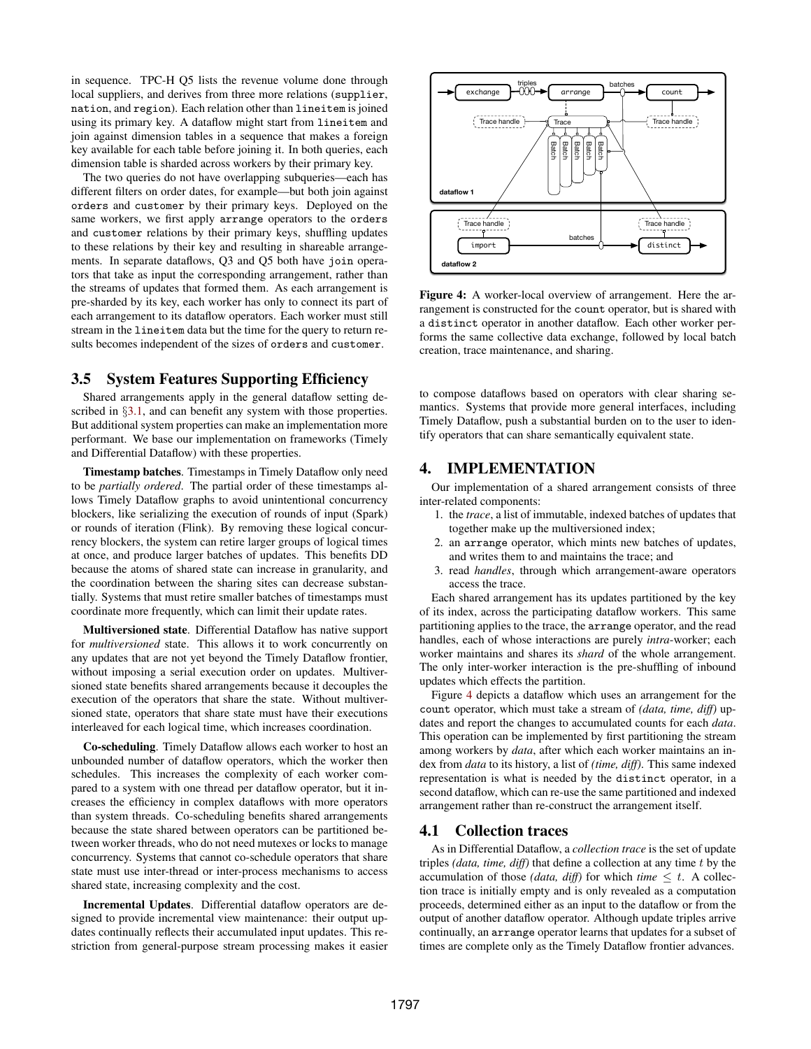in sequence. TPC-H Q5 lists the revenue volume done through local suppliers, and derives from three more relations (supplier, nation, and region). Each relation other than lineitem is joined using its primary key. A dataflow might start from lineitem and join against dimension tables in a sequence that makes a foreign key available for each table before joining it. In both queries, each dimension table is sharded across workers by their primary key.

The two queries do not have overlapping subqueries—each has different filters on order dates, for example—but both join against orders and customer by their primary keys. Deployed on the same workers, we first apply arrange operators to the orders and customer relations by their primary keys, shuffling updates to these relations by their key and resulting in shareable arrangements. In separate dataflows, Q3 and Q5 both have join operators that take as input the corresponding arrangement, rather than the streams of updates that formed them. As each arrangement is pre-sharded by its key, each worker has only to connect its part of each arrangement to its dataflow operators. Each worker must still stream in the lineitem data but the time for the query to return results becomes independent of the sizes of orders and customer.

## 3.5 System Features Supporting Efficiency

Shared arrangements apply in the general dataflow setting described in §3.1, and can benefit any system with those properties. But additional system properties can make an implementation more performant. We base our implementation on frameworks (Timely and Differential Dataflow) with these properties.

**Timestamp batches**. Timestamps in Timely Dataflow only need to be *partially ordered*. The partial order of these timestamps allows Timely Dataflow graphs to avoid unintentional concurrency blockers, like serializing the execution of rounds of input (Spark) or rounds of iteration (Flink). By removing these logical concurrency blockers, the system can retire larger groups of logical times at once, and produce larger batches of updates. This benefits DD because the atoms of shared state can increase in granularity, and the coordination between the sharing sites can decrease substantially. Systems that must retire smaller batches of timestamps must coordinate more frequently, which can limit their update rates.

**Multiversioned state**. Differential Dataflow has native support for *multiversioned* state. This allows it to work concurrently on any updates that are not yet beyond the Timely Dataflow frontier, without imposing a serial execution order on updates. Multiversioned state benefits shared arrangements because it decouples the execution of the operators that share the state. Without multiversioned state, operators that share state must have their executions interleaved for each logical time, which increases coordination.

**Co-scheduling**. Timely Dataflow allows each worker to host an unbounded number of dataflow operators, which the worker then schedules. This increases the complexity of each worker compared to a system with one thread per dataflow operator, but it increases the efficiency in complex dataflows with more operators than system threads. Co-scheduling benefits shared arrangements because the state shared between operators can be partitioned between worker threads, who do not need mutexes or locks to manage concurrency. Systems that cannot co-schedule operators that share state must use inter-thread or inter-process mechanisms to access shared state, increasing complexity and the cost.

**Incremental Updates**. Differential dataflow operators are designed to provide incremental view maintenance: their output updates continually reflects their accumulated input updates. This restriction from general-purpose stream processing makes it easier to compose dataflows based on operators with clear sharing semantics. Systems that provide more general interfaces, including Timely Dataflow, push a substantial burden on to the user to identify operators that can share semantically equivalent state.

**Figure 4:** A worker-local overview of arrangement. Here the arrangement is constructed for the count operator, but is shared with a distinct operator in another dataflow. Each other worker performs the same collective data exchange, followed by local batch creation, trace maintenance, and sharing.

# 4. IMPLEMENTATION

Our implementation of a shared arrangement consists of three inter-related components:

1. the *trace*, a list of immutable, indexed batches of updates that together make up the multiversioned index;
2. an arrange operator, which mints new batches of updates, and writes them to and maintains the trace; and
3. read *handles*, through which arrangement-aware operators access the trace.

Each shared arrangement has its updates partitioned by the key of its index, across the participating dataflow workers. This same partitioning applies to the trace, the arrange operator, and the read handles, each of whose interactions are purely *intra*-worker; each worker maintains and shares its *shard* of the whole arrangement. The only inter-worker interaction is the pre-shuffling of inbound updates which effects the partition.

Figure 4 depicts a dataflow which uses an arrangement for the count operator, which must take a stream of *(data, time, diff)* updates and report the changes to accumulated counts for each *data*. This operation can be implemented by first partitioning the stream among workers by *data*, after which each worker maintains an index from *data* to its history, a list of *(time, diff)*. This same indexed representation is what is needed by the distinct operator, in a second dataflow, which can re-use the same partitioned and indexed arrangement rather than re-construct the arrangement itself.

## 4.1 Collection traces

As in Differential Dataflow, a *collection trace* is the set of update triples *(data, time, diff)* that define a collection at any time $t$ by the accumulation of those *(data, diff)* for which $time \leq t$. A collection trace is initially empty and is only revealed as a computation proceeds, determined either as an input to the dataflow or from the output of another dataflow operator. Although update triples arrive continually, an arrange operator learns that updates for a subset of times are complete only as the Timely Dataflow frontier advances.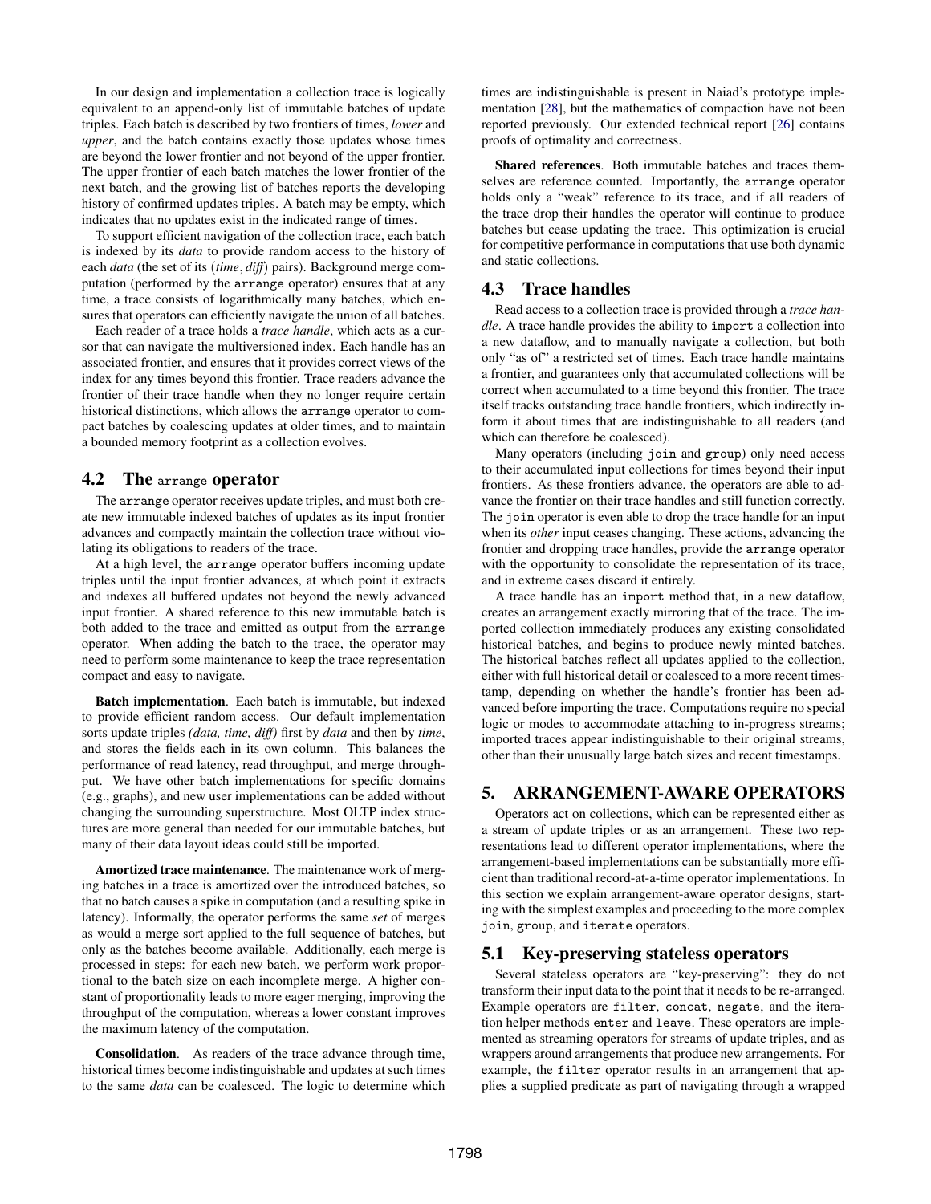In our design and implementation a collection trace is logically equivalent to an append-only list of immutable batches of update triples. Each batch is described by two frontiers of times, *lower* and *upper*, and the batch contains exactly those updates whose times are beyond the lower frontier and not beyond of the upper frontier. The upper frontier of each batch matches the lower frontier of the next batch, and the growing list of batches reports the developing history of confirmed updates triples. A batch may be empty, which indicates that no updates exist in the indicated range of times.

To support efficient navigation of the collection trace, each batch is indexed by its *data* to provide random access to the history of each *data* (the set of its (*time*, *diff*) pairs). Background merge computation (performed by the `arrange` operator) ensures that at any time, a trace consists of logarithmically many batches, which ensures that operators can efficiently navigate the union of all batches.

Each reader of a trace holds a *trace handle*, which acts as a cursor that can navigate the multiversioned index. Each handle has an associated frontier, and ensures that it provides correct views of the index for any times beyond this frontier. Trace readers advance the frontier of their trace handle when they no longer require certain historical distinctions, which allows the `arrange` operator to compact batches by coalescing updates at older times, and to maintain a bounded memory footprint as a collection evolves.

## 4.2 The `arrange` operator

The `arrange` operator receives update triples, and must both create new immutable indexed batches of updates as its input frontier advances and compactly maintain the collection trace without violating its obligations to readers of the trace.

At a high level, the `arrange` operator buffers incoming update triples until the input frontier advances, at which point it extracts and indexes all buffered updates not beyond the newly advanced input frontier. A shared reference to this new immutable batch is both added to the trace and emitted as output from the `arrange` operator. When adding the batch to the trace, the operator may need to perform some maintenance to keep the trace representation compact and easy to navigate.

**Batch implementation**. Each batch is immutable, but indexed to provide efficient random access. Our default implementation sorts update triples *(data, time, diff)* first by *data* and then by *time*, and stores the fields each in its own column. This balances the performance of read latency, read throughput, and merge throughput. We have other batch implementations for specific domains (e.g., graphs), and new user implementations can be added without changing the surrounding superstructure. Most OLTP index structures are more general than needed for our immutable batches, but many of their data layout ideas could still be imported.

**Amortized trace maintenance**. The maintenance work of merging batches in a trace is amortized over the introduced batches, so that no batch causes a spike in computation (and a resulting spike in latency). Informally, the operator performs the same *set* of merges as would a merge sort applied to the full sequence of batches, but only as the batches become available. Additionally, each merge is processed in steps: for each new batch, we perform work proportional to the batch size on each incomplete merge. A higher constant of proportionality leads to more eager merging, improving the throughput of the computation, whereas a lower constant improves the maximum latency of the computation.

**Consolidation**. As readers of the trace advance through time, historical times become indistinguishable and updates at such times to the same *data* can be coalesced. The logic to determine which times are indistinguishable is present in Naiad's prototype implementation [28], but the mathematics of compaction have not been reported previously. Our extended technical report [26] contains proofs of optimality and correctness.

**Shared references**. Both immutable batches and traces themselves are reference counted. Importantly, the `arrange` operator holds only a "weak" reference to its trace, and if all readers of the trace drop their handles the operator will continue to produce batches but cease updating the trace. This optimization is crucial for competitive performance in computations that use both dynamic and static collections.

## 4.3 Trace handles

Read access to a collection trace is provided through a *trace handle*. A trace handle provides the ability to `import` a collection into a new dataflow, and to manually navigate a collection, but both only "as of" a restricted set of times. Each trace handle maintains a frontier, and guarantees only that accumulated collections will be correct when accumulated to a time beyond this frontier. The trace itself tracks outstanding trace handle frontiers, which indirectly inform it about times that are indistinguishable to all readers (and which can therefore be coalesced).

Many operators (including `join` and `group`) only need access to their accumulated input collections for times beyond their input frontiers. As these frontiers advance, the operators are able to advance the frontier on their trace handles and still function correctly. The `join` operator is even able to drop the trace handle for an input when its *other* input ceases changing. These actions, advancing the frontier and dropping trace handles, provide the `arrange` operator with the opportunity to consolidate the representation of its trace, and in extreme cases discard it entirely.

A trace handle has an `import` method that, in a new dataflow, creates an arrangement exactly mirroring that of the trace. The imported collection immediately produces any existing consolidated historical batches, and begins to produce newly minted batches. The historical batches reflect all updates applied to the collection, either with full historical detail or coalesced to a more recent timestamp, depending on whether the handle's frontier has been advanced before importing the trace. Computations require no special logic or modes to accommodate attaching to in-progress streams; imported traces appear indistinguishable to their original streams, other than their unusually large batch sizes and recent timestamps.

# 5. ARRANGEMENT-AWARE OPERATORS

Operators act on collections, which can be represented either as a stream of update triples or as an arrangement. These two representations lead to different operator implementations, where the arrangement-based implementations can be substantially more efficient than traditional record-at-a-time operator implementations. In this section we explain arrangement-aware operator designs, starting with the simplest examples and proceeding to the more complex `join`, `group`, and `iterate` operators.

## 5.1 Key-preserving stateless operators

Several stateless operators are "key-preserving": they do not transform their input data to the point that it needs to be re-arranged. Example operators are `filter`, `concat`, `negate`, and the iteration helper methods `enter` and `leave`. These operators are implemented as streaming operators for streams of update triples, and as wrappers around arrangements that produce new arrangements. For example, the `filter` operator results in an arrangement that applies a supplied predicate as part of navigating through a wrapped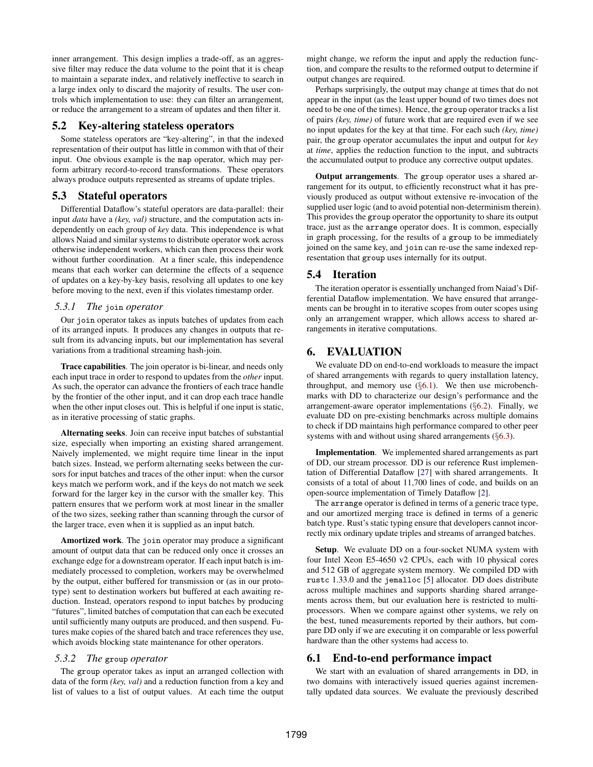inner arrangement. This design implies a trade-off, as an aggressive filter may reduce the data volume to the point that it is cheap to maintain a separate index, and relatively ineffective to search in a large index only to discard the majority of results. The user controls which implementation to use: they can filter an arrangement, or reduce the arrangement to a stream of updates and then filter it.

## 5.2 Key-altering stateless operators

Some stateless operators are "key-altering", in that the indexed representation of their output has little in common with that of their input. One obvious example is the `map` operator, which may perform arbitrary record-to-record transformations. These operators always produce outputs represented as streams of update triples.

## 5.3 Stateful operators

Differential Dataflow's stateful operators are data-parallel: their input *data* have a *(key, val)* structure, and the computation acts independently on each group of *key* data. This independence is what allows Naiad and similar systems to distribute operator work across otherwise independent workers, which can then process their work without further coordination. At a finer scale, this independence means that each worker can determine the effects of a sequence of updates on a key-by-key basis, resolving all updates to one key before moving to the next, even if this violates timestamp order.

### 5.3.1 The `join` operator

Our `join` operator takes as inputs batches of updates from each of its arranged inputs. It produces any changes in outputs that result from its advancing inputs, but our implementation has several variations from a traditional streaming hash-join.

**Trace capabilities**. The join operator is bi-linear, and needs only each input trace in order to respond to updates from the *other* input. As such, the operator can advance the frontiers of each trace handle by the frontier of the other input, and it can drop each trace handle when the other input closes out. This is helpful if one input is static, as in iterative processing of static graphs.

**Alternating seeks**. Join can receive input batches of substantial size, especially when importing an existing shared arrangement. Naively implemented, we might require time linear in the input batch sizes. Instead, we perform alternating seeks between the cursors for input batches and traces of the other input: when the cursor keys match we perform work, and if the keys do not match we seek forward for the larger key in the cursor with the smaller key. This pattern ensures that we perform work at most linear in the smaller of the two sizes, seeking rather than scanning through the cursor of the larger trace, even when it is supplied as an input batch.

**Amortized work**. The `join` operator may produce a significant amount of output data that can be reduced only once it crosses an exchange edge for a downstream operator. If each input batch is immediately processed to completion, workers may be overwhelmed by the output, either buffered for transmission or (as in our prototype) sent to destination workers but buffered at each awaiting reduction. Instead, operators respond to input batches by producing "futures", limited batches of computation that can each be executed until sufficiently many outputs are produced, and then suspend. Futures make copies of the shared batch and trace references they use, which avoids blocking state maintenance for other operators.

### 5.3.2 The `group` operator

The `group` operator takes as input an arranged collection with data of the form *(key, val)* and a reduction function from a key and list of values to a list of output values. At each time the output might change, we reform the input and apply the reduction function, and compare the results to the reformed output to determine if output changes are required.

Perhaps surprisingly, the output may change at times that do not appear in the input (as the least upper bound of two times does not need to be one of the times). Hence, the `group` operator tracks a list of pairs *(key, time)* of future work that are required even if we see no input updates for the key at that time. For each such *(key, time)* pair, the `group` operator accumulates the input and output for *key* at *time*, applies the reduction function to the input, and subtracts the accumulated output to produce any corrective output updates.

**Output arrangements**. The `group` operator uses a shared arrangement for its output, to efficiently reconstruct what it has previously produced as output without extensive re-invocation of the supplied user logic (and to avoid potential non-determinism therein). This provides the `group` operator the opportunity to share its output trace, just as the `arrange` operator does. It is common, especially in graph processing, for the results of a `group` to be immediately joined on the same key, and `join` can re-use the same indexed representation that `group` uses internally for its output.

## 5.4 Iteration

The iteration operator is essentially unchanged from Naiad's Differential Dataflow implementation. We have ensured that arrangements can be brought in to iterative scopes from outer scopes using only an arrangement wrapper, which allows access to shared arrangements in iterative computations.

# 6. EVALUATION

We evaluate DD on end-to-end workloads to measure the impact of shared arrangements with regards to query installation latency, throughput, and memory use (§6.1). We then use microbenchmarks with DD to characterize our design's performance and the arrangement-aware operator implementations (§6.2). Finally, we evaluate DD on pre-existing benchmarks across multiple domains to check if DD maintains high performance compared to other peer systems with and without using shared arrangements (§6.3).

**Implementation**. We implemented shared arrangements as part of DD, our stream processor. DD is our reference Rust implementation of Differential Dataflow [27] with shared arrangements. It consists of a total of about 11,700 lines of code, and builds on an open-source implementation of Timely Dataflow [2].

The `arrange` operator is defined in terms of a generic trace type, and our amortized merging trace is defined in terms of a generic batch type. Rust's static typing ensure that developers cannot incorrectly mix ordinary update triples and streams of arranged batches.

**Setup**. We evaluate DD on a four-socket NUMA system with four Intel Xeon E5-4650 v2 CPUs, each with 10 physical cores and 512 GB of aggregate system memory. We compiled DD with `rustc` 1.33.0 and the `jemalloc` [5] allocator. DD does distribute across multiple machines and supports sharding shared arrangements across them, but our evaluation here is restricted to multiprocessors. When we compare against other systems, we rely on the best, tuned measurements reported by their authors, but compare DD only if we are executing it on comparable or less powerful hardware than the other systems had access to.

## 6.1 End-to-end performance impact

We start with an evaluation of shared arrangements in DD, in two domains with interactively issued queries against incrementally updated data sources. We evaluate the previously described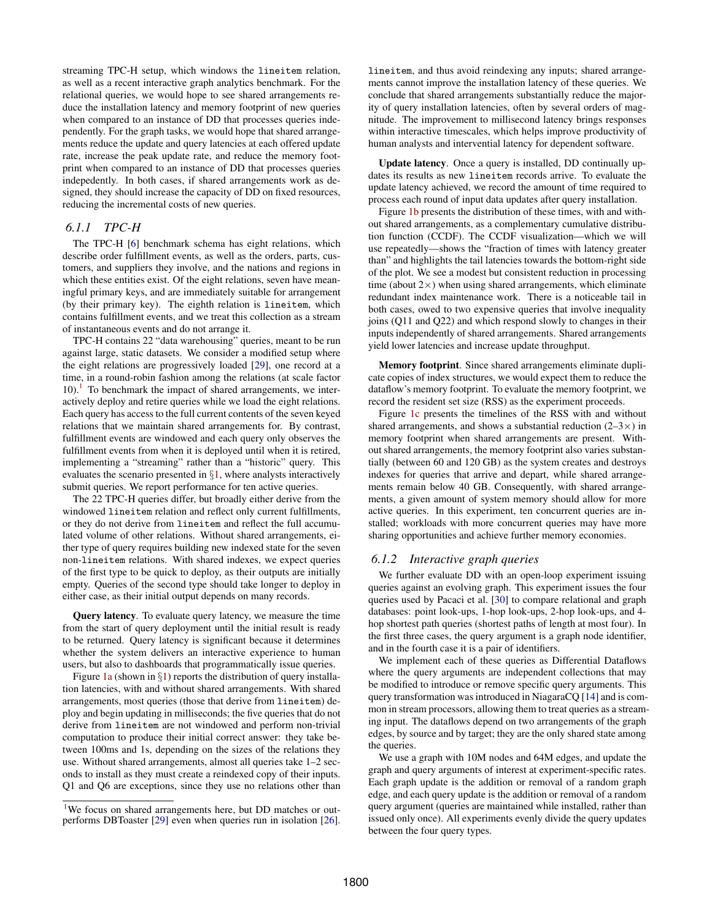streaming TPC-H setup, which windows the `lineitem` relation, as well as a recent interactive graph analytics benchmark. For the relational queries, we would hope to see shared arrangements reduce the installation latency and memory footprint of new queries when compared to an instance of DD that processes queries independently. For the graph tasks, we would hope that shared arrangements reduce the update and query latencies at each offered update rate, increase the peak update rate, and reduce the memory footprint when compared to an instance of DD that processes queries indepedently. In both cases, if shared arrangements work as designed, they should increase the capacity of DD on fixed resources, reducing the incremental costs of new queries.

### 6.1.1 TPC-H

The TPC-H [6] benchmark schema has eight relations, which describe order fulfillment events, as well as the orders, parts, customers, and suppliers they involve, and the nations and regions in which these entities exist. Of the eight relations, seven have meaningful primary keys, and are immediately suitable for arrangement (by their primary key). The eighth relation is `lineitem`, which contains fulfillment events, and we treat this collection as a stream of instantaneous events and do not arrange it.

TPC-H contains 22 "data warehousing" queries, meant to be run against large, static datasets. We consider a modified setup where the eight relations are progressively loaded [29], one record at a time, in a round-robin fashion among the relations (at scale factor 10).[1] To benchmark the impact of shared arrangements, we interactively deploy and retire queries while we load the eight relations. Each query has access to the full current contents of the seven keyed relations that we maintain shared arrangements for. By contrast, fulfillment events are windowed and each query only observes the fulfillment events from when it is deployed until when it is retired, implementing a "streaming" rather than a "historic" query. This evaluates the scenario presented in §1, where analysts interactively submit queries. We report performance for ten active queries.

The 22 TPC-H queries differ, but broadly either derive from the windowed `lineitem` relation and reflect only current fulfillments, or they do not derive from `lineitem` and reflect the full accumulated volume of other relations. Without shared arrangements, either type of query requires building new indexed state for the seven non-`lineitem` relations. With shared indexes, we expect queries of the first type to be quick to deploy, as their outputs are initially empty. Queries of the second type should take longer to deploy in either case, as their initial output depends on many records.

**Query latency**. To evaluate query latency, we measure the time from the start of query deployment until the initial result is ready to be returned. Query latency is significant because it determines whether the system delivers an interactive experience to human users, but also to dashboards that programmatically issue queries.

Figure 1a (shown in §1) reports the distribution of query installation latencies, with and without shared arrangements. With shared arrangements, most queries (those that derive from `lineitem`) deploy and begin updating in milliseconds; the five queries that do not derive from `lineitem` are not windowed and perform non-trivial computation to produce their initial correct answer: they take between 100ms and 1s, depending on the sizes of the relations they use. Without shared arrangements, almost all queries take 1–2 seconds to install as they must create a reindexed copy of their inputs. Q1 and Q6 are exceptions, since they use no relations other than `lineitem`, and thus avoid reindexing any inputs; shared arrangements cannot improve the installation latency of these queries. We conclude that shared arrangements substantially reduce the majority of query installation latencies, often by several orders of magnitude. The improvement to millisecond latency brings responses within interactive timescales, which helps improve productivity of human analysts and intervential latency for dependent software.

**Update latency**. Once a query is installed, DD continually updates its results as new `lineitem` records arrive. To evaluate the update latency achieved, we record the amount of time required to process each round of input data updates after query installation.

Figure 1b presents the distribution of these times, with and without shared arrangements, as a complementary cumulative distribution function (CCDF). The CCDF visualization—which we will use repeatedly—shows the "fraction of times with latency greater than" and highlights the tail latencies towards the bottom-right side of the plot. We see a modest but consistent reduction in processing time (about 2×) when using shared arrangements, which eliminate redundant index maintenance work. There is a noticeable tail in both cases, owed to two expensive queries that involve inequality joins (Q11 and Q22) and which respond slowly to changes in their inputs independently of shared arrangements. Shared arrangements yield lower latencies and increase update throughput.

**Memory footprint**. Since shared arrangements eliminate duplicate copies of index structures, we would expect them to reduce the dataflow's memory footprint. To evaluate the memory footprint, we record the resident set size (RSS) as the experiment proceeds.

Figure 1c presents the timelines of the RSS with and without shared arrangements, and shows a substantial reduction (2–3×) in memory footprint when shared arrangements are present. Without shared arrangements, the memory footprint also varies substantially (between 60 and 120 GB) as the system creates and destroys indexes for queries that arrive and depart, while shared arrangements remain below 40 GB. Consequently, with shared arrangements, a given amount of system memory should allow for more active queries. In this experiment, ten concurrent queries are installed; workloads with more concurrent queries may have more sharing opportunities and achieve further memory economies.

### 6.1.2 Interactive graph queries

We further evaluate DD with an open-loop experiment issuing queries against an evolving graph. This experiment issues the four queries used by Pacaci et al. [30] to compare relational and graph databases: point look-ups, 1-hop look-ups, 2-hop look-ups, and 4-hop shortest path queries (shortest paths of length at most four). In the first three cases, the query argument is a graph node identifier, and in the fourth case it is a pair of identifiers.

We implement each of these queries as Differential Dataflows where the query arguments are independent collections that may be modified to introduce or remove specific query arguments. This query transformation was introduced in NiagaraCQ [14] and is common in stream processors, allowing them to treat queries as a streaming input. The dataflows depend on two arrangements of the graph edges, by source and by target; they are the only shared state among the queries.

We use a graph with 10M nodes and 64M edges, and update the graph and query arguments of interest at experiment-specific rates. Each graph update is the addition or removal of a random graph edge, and each query update is the addition or removal of a random query argument (queries are maintained while installed, rather than issued only once). All experiments evenly divide the query updates between the four query types.

[1] We focus on shared arrangements here, but DD matches or outperforms DBToaster [29] even when queries run in isolation [26].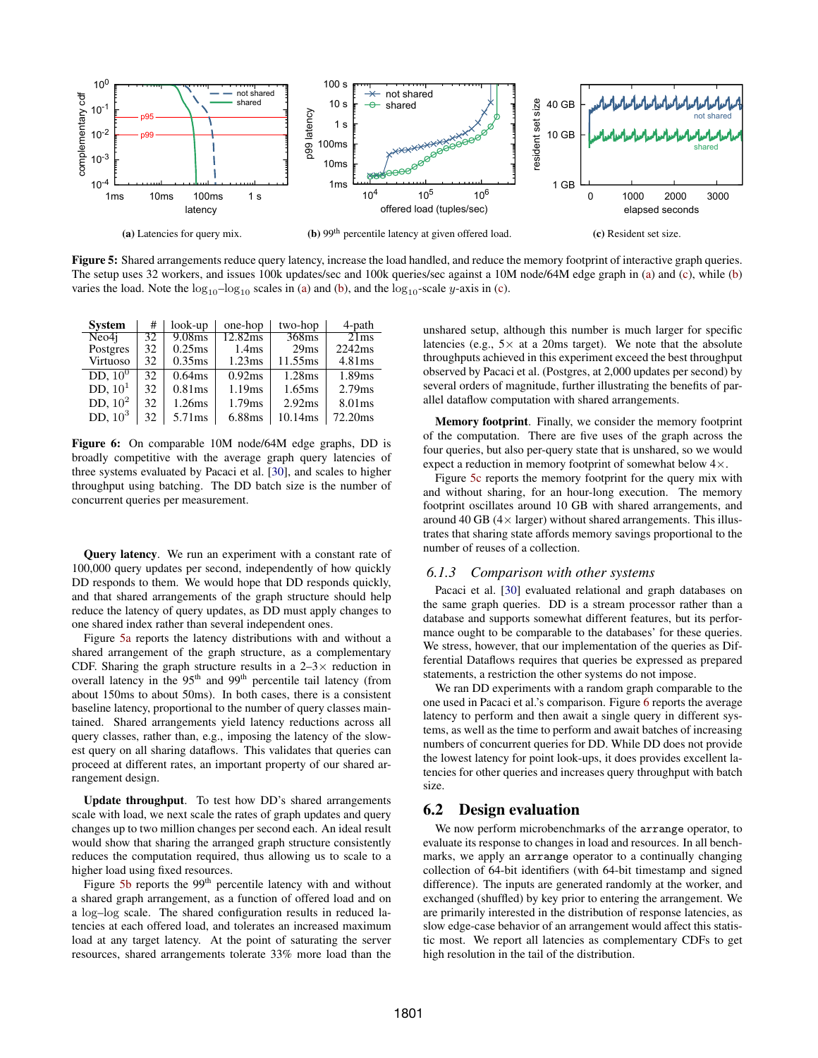(a) Latencies for query mix.

(b) 99[th] percentile latency at given offered load.

(c) Resident set size.

**Figure 5:** Shared arrangements reduce query latency, increase the load handled, and reduce the memory footprint of interactive graph queries. The setup uses 32 workers, and issues 100k updates/sec and 100k queries/sec against a 10M node/64M edge graph in (a) and (c), while (b) varies the load. Note the $\log_{10}$–$\log_{10}$ scales in (a) and (b), and the $\log_{10}$-scale $y$-axis in (c).

| System | # | look-up | one-hop | two-hop | 4-path |
|---|---|---|---|---|---|
| Neo4j | 32 | 9.08ms | 12.82ms | 368ms | 21ms |
| Postgres | 32 | 0.25ms | 1.4ms | 29ms | 2242ms |
| Virtuoso | 32 | 0.35ms | 1.23ms | 11.55ms | 4.81ms |
| DD, $10^0$ | 32 | 0.64ms | 0.92ms | 1.28ms | 1.89ms |
| DD, $10^1$ | 32 | 0.81ms | 1.19ms | 1.65ms | 2.79ms |
| DD, $10^2$ | 32 | 1.26ms | 1.79ms | 2.92ms | 8.01ms |
| DD, $10^3$ | 32 | 5.71ms | 6.88ms | 10.14ms | 72.20ms |

**Figure 6:** On comparable 10M node/64M edge graphs, DD is broadly competitive with the average graph query latencies of three systems evaluated by Pacaci et al. [30], and scales to higher throughput using batching. The DD batch size is the number of concurrent queries per measurement.

**Query latency**. We run an experiment with a constant rate of 100,000 query updates per second, independently of how quickly DD responds to them. We would hope that DD responds quickly, and that shared arrangements of the graph structure should help reduce the latency of query updates, as DD must apply changes to one shared index rather than several independent ones.

Figure 5a reports the latency distributions with and without a shared arrangement of the graph structure, as a complementary CDF. Sharing the graph structure results in a 2–3× reduction in overall latency in the 95[th] and 99[th] percentile tail latency (from about 150ms to about 50ms). In both cases, there is a consistent baseline latency, proportional to the number of query classes maintained. Shared arrangements yield latency reductions across all query classes, rather than, e.g., imposing the latency of the slowest query on all sharing dataflows. This validates that queries can proceed at different rates, an important property of our shared arrangement design.

**Update throughput**. To test how DD's shared arrangements scale with load, we next scale the rates of graph updates and query changes up to two million changes per second each. An ideal result would show that sharing the arranged graph structure consistently reduces the computation required, thus allowing us to scale to a higher load using fixed resources.

Figure 5b reports the 99[th] percentile latency with and without a shared graph arrangement, as a function of offered load and on a log–log scale. The shared configuration results in reduced latencies at each offered load, and tolerates an increased maximum load at any target latency. At the point of saturating the server resources, shared arrangements tolerate 33% more load than the unshared setup, although this number is much larger for specific latencies (e.g., 5× at a 20ms target). We note that the absolute throughputs achieved in this experiment exceed the best throughput observed by Pacaci et al. (Postgres, at 2,000 updates per second) by several orders of magnitude, further illustrating the benefits of parallel dataflow computation with shared arrangements.

**Memory footprint**. Finally, we consider the memory footprint of the computation. There are five uses of the graph across the four queries, but also per-query state that is unshared, so we would expect a reduction in memory footprint of somewhat below 4×.

Figure 5c reports the memory footprint for the query mix with and without sharing, for an hour-long execution. The memory footprint oscillates around 10 GB with shared arrangements, and around 40 GB (4× larger) without shared arrangements. This illustrates that sharing state affords memory savings proportional to the number of reuses of a collection.

### 6.1.3 *Comparison with other systems*

Pacaci et al. [30] evaluated relational and graph databases on the same graph queries. DD is a stream processor rather than a database and supports somewhat different features, but its performance ought to be comparable to the databases' for these queries. We stress, however, that our implementation of the queries as Differential Dataflows requires that queries be expressed as prepared statements, a restriction the other systems do not impose.

We ran DD experiments with a random graph comparable to the one used in Pacaci et al.'s comparison. Figure 6 reports the average latency to perform and then await a single query in different systems, as well as the time to perform and await batches of increasing numbers of concurrent queries for DD. While DD does not provide the lowest latency for point look-ups, it does provides excellent latencies for other queries and increases query throughput with batch size.

## 6.2 Design evaluation

We now perform microbenchmarks of the `arrange` operator, to evaluate its response to changes in load and resources. In all benchmarks, we apply an `arrange` operator to a continually changing collection of 64-bit identifiers (with 64-bit timestamp and signed difference). The inputs are generated randomly at the worker, and exchanged (shuffled) by key prior to entering the arrangement. We are primarily interested in the distribution of response latencies, as slow edge-case behavior of an arrangement would affect this statistic most. We report all latencies as complementary CDFs to get high resolution in the tail of the distribution.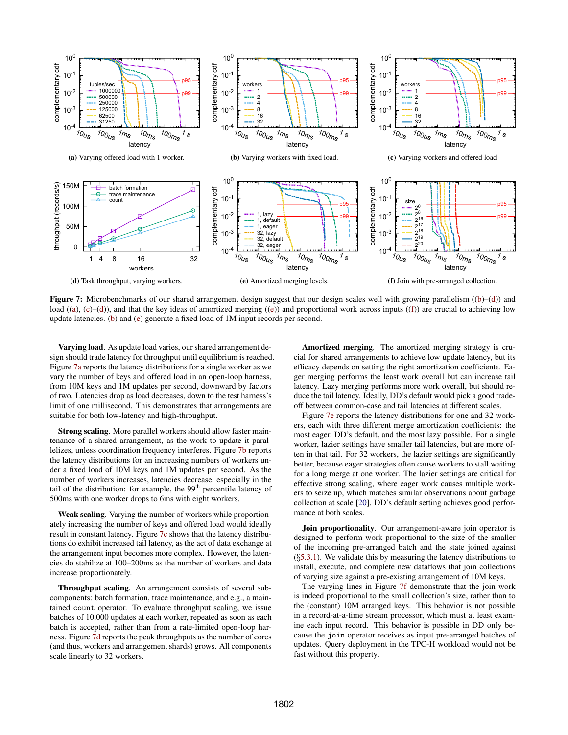**(a)** Varying offered load with 1 worker.

**(b)** Varying workers with fixed load.

**(c)** Varying workers and offered load

**(d)** Task throughput, varying workers.

**(e)** Amortized merging levels.

**(f)** Join with pre-arranged collection.

**Figure 7:** Microbenchmarks of our shared arrangement design suggest that our design scales well with growing parallelism ((b)–(d)) and load ((a), (c)–(d)), and that the key ideas of amortized merging ((e)) and proportional work across inputs ((f)) are crucial to achieving low update latencies. (b) and (e) generate a fixed load of 1M input records per second.

**Varying load**. As update load varies, our shared arrangement design should trade latency for throughput until equilibrium is reached. Figure 7a reports the latency distributions for a single worker as we vary the number of keys and offered load in an open-loop harness, from 10M keys and 1M updates per second, downward by factors of two. Latencies drop as load decreases, down to the test harness's limit of one millisecond. This demonstrates that arrangements are suitable for both low-latency and high-throughput.

**Strong scaling**. More parallel workers should allow faster maintenance of a shared arrangement, as the work to update it parallelizes, unless coordination frequency interferes. Figure 7b reports the latency distributions for an increasing numbers of workers under a fixed load of 10M keys and 1M updates per second. As the number of workers increases, latencies decrease, especially in the tail of the distribution: for example, the 99th percentile latency of 500ms with one worker drops to 6ms with eight workers.

**Weak scaling**. Varying the number of workers while proportionately increasing the number of keys and offered load would ideally result in constant latency. Figure 7c shows that the latency distributions do exhibit increased tail latency, as the act of data exchange at the arrangement input becomes more complex. However, the latencies do stabilize at 100–200ms as the number of workers and data increase proportionately.

**Throughput scaling**. An arrangement consists of several subcomponents: batch formation, trace maintenance, and e.g., a maintained `count` operator. To evaluate throughput scaling, we issue batches of 10,000 updates at each worker, repeated as soon as each batch is accepted, rather than from a rate-limited open-loop harness. Figure 7d reports the peak throughputs as the number of cores (and thus, workers and arrangement shards) grows. All components scale linearly to 32 workers.

**Amortized merging**. The amortized merging strategy is crucial for shared arrangements to achieve low update latency, but its efficacy depends on setting the right amortization coefficients. Eager merging performs the least work overall but can increase tail latency. Lazy merging performs more work overall, but should reduce the tail latency. Ideally, DD's default would pick a good tradeoff between common-case and tail latencies at different scales.

Figure 7e reports the latency distributions for one and 32 workers, each with three different merge amortization coefficients: the most eager, DD's default, and the most lazy possible. For a single worker, lazier settings have smaller tail latencies, but are more often in that tail. For 32 workers, the lazier settings are significantly better, because eager strategies often cause workers to stall waiting for a long merge at one worker. The lazier settings are critical for effective strong scaling, where eager work causes multiple workers to seize up, which matches similar observations about garbage collection at scale [20]. DD's default setting achieves good performance at both scales.

**Join proportionality**. Our arrangement-aware join operator is designed to perform work proportional to the size of the smaller of the incoming pre-arranged batch and the state joined against (§5.3.1). We validate this by measuring the latency distributions to install, execute, and complete new dataflows that join collections of varying size against a pre-existing arrangement of 10M keys.

The varying lines in Figure 7f demonstrate that the join work is indeed proportional to the small collection's size, rather than to the (constant) 10M arranged keys. This behavior is not possible in a record-at-a-time stream processor, which must at least examine each input record. This behavior is possible in DD only because the `join` operator receives as input pre-arranged batches of updates. Query deployment in the TPC-H workload would not be fast without this property.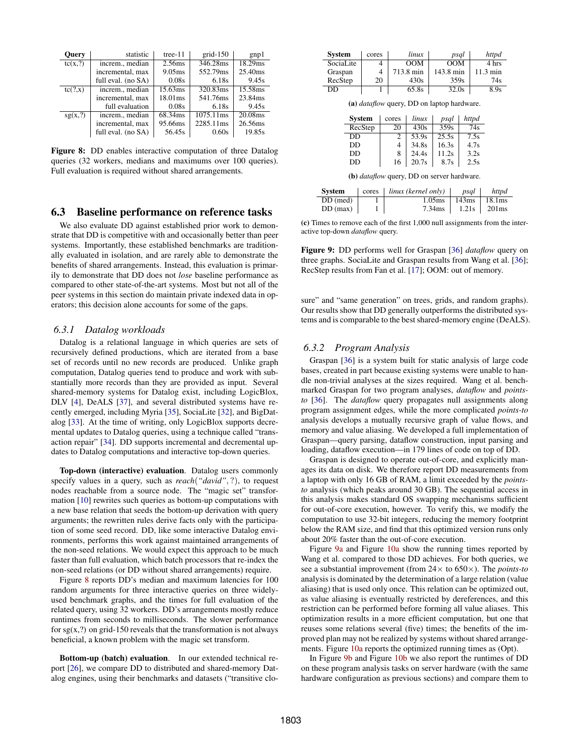| Query | statistic | tree-11 | grid-150 | gnp1 |
|---|---|---|---|---|
| tc(x,?) | increm., median | 2.56ms | 346.28ms | 18.29ms |
| | incremental, max | 9.05ms | 552.79ms | 25.40ms |
| | full eval. (no SA) | 0.08s | 6.18s | 9.45s |
| tc(?,x) | increm., median | 15.63ms | 320.83ms | 15.58ms |
| | incremental, max | 18.01ms | 541.76ms | 23.84ms |
| | full evaluation | 0.08s | 6.18s | 9.45s |
| sg(x,?) | increm., median | 68.34ms | 1075.11ms | 20.08ms |
| | incremental, max | 95.66ms | 2285.11ms | 26.56ms |
| | full eval. (no SA) | 56.45s | 0.60s | 19.85s |

**Figure 8:** DD enables interactive computation of three Datalog queries (32 workers, medians and maximums over 100 queries). Full evaluation is required without shared arrangements.

## 6.3 Baseline performance on reference tasks

We also evaluate DD against established prior work to demonstrate that DD is competitive with and occasionally better than peer systems. Importantly, these established benchmarks are traditionally evaluated in isolation, and are rarely able to demonstrate the benefits of shared arrangements. Instead, this evaluation is primarily to demonstrate that DD does not *lose* baseline performance as compared to other state-of-the-art systems. Most but not all of the peer systems in this section do maintain private indexed data in operators; this decision alone accounts for some of the gaps.

### 6.3.1 Datalog workloads

Datalog is a relational language in which queries are sets of recursively defined productions, which are iterated from a base set of records until no new records are produced. Unlike graph computation, Datalog queries tend to produce and work with substantially more records than they are provided as input. Several shared-memory systems for Datalog exist, including LogicBlox, DLV [4], DeALS [37], and several distributed systems have recently emerged, including Myria [35], SociaLite [32], and BigDatalog [33]. At the time of writing, only LogicBlox supports decremental updates to Datalog queries, using a technique called "transaction repair" [34]. DD supports incremental and decremental updates to Datalog computations and interactive top-down queries.

**Top-down (interactive) evaluation**. Datalog users commonly specify values in a query, such as *reach("david", ?)*, to request nodes reachable from a source node. The "magic set" transformation [10] rewrites such queries as bottom-up computations with a new base relation that seeds the bottom-up derivation with query arguments; the rewritten rules derive facts only with the participation of some seed record. DD, like some interactive Datalog environments, performs this work against maintained arrangements of the non-seed relations. We would expect this approach to be much faster than full evaluation, which batch processors that re-index the non-seed relations (or DD without shared arrangements) require.

Figure 8 reports DD's median and maximum latencies for 100 random arguments for three interactive queries on three widely-used benchmark graphs, and the times for full evaluation of the related query, using 32 workers. DD's arrangements mostly reduce runtimes from seconds to milliseconds. The slower performance for sg(x,?) on grid-150 reveals that the transformation is not always beneficial, a known problem with the magic set transform.

**Bottom-up (batch) evaluation**. In our extended technical report [26], we compare DD to distributed and shared-memory Datalog engines, using their benchmarks and datasets ("transitive closure" and "same generation" on trees, grids, and random graphs). Our results show that DD generally outperforms the distributed systems and is comparable to the best shared-memory engine (DeALS).

| System | cores | *linux* | *psql* | *httpd* |
|---|---|---|---|---|
| SociaLite | 4 | OOM | OOM | 4 hrs |
| Graspan | 4 | 713.8 min | 143.8 min | 11.3 min |
| RecStep | 20 | 430s | 359s | 74s |
| DD | 1 | 65.8s | 32.0s | 8.9s |

**(a)** *dataflow* query, DD on laptop hardware.

| System | cores | *linux* | *psql* | *httpd* |
|---|---|---|---|---|
| RecStep | 20 | 430s | 359s | 74s |
| DD | 2 | 53.9s | 25.5s | 7.5s |
| DD | 4 | 34.8s | 16.3s | 4.7s |
| DD | 8 | 24.4s | 11.2s | 3.2s |
| DD | 16 | 20.7s | 8.7s | 2.5s |

**(b)** *dataflow* query, DD on server hardware.

| System | cores | *linux (kernel only)* | *psql* | *httpd* |
|---|---|---|---|---|
| DD (med) | 1 | 1.05ms | 143ms | 18.1ms |
| DD (max) | 1 | 7.34ms | 1.21s | 201ms |

**(c)** Times to remove each of the first 1,000 null assignments from the interactive top-down *dataflow* query.

**Figure 9:** DD performs well for Graspan [36] *dataflow* query on three graphs. SociaLite and Graspan results from Wang et al. [36]; RecStep results from Fan et al. [17]; OOM: out of memory.

### 6.3.2 Program Analysis

Graspan [36] is a system built for static analysis of large code bases, created in part because existing systems were unable to handle non-trivial analyses at the sizes required. Wang et al. benchmarked Graspan for two program analyses, *dataflow* and *points-to* [36]. The *dataflow* query propagates null assignments along program assignment edges, while the more complicated *points-to* analysis develops a mutually recursive graph of value flows, and memory and value aliasing. We developed a full implementation of Graspan—query parsing, dataflow construction, input parsing and loading, dataflow execution—in 179 lines of code on top of DD.

Graspan is designed to operate out-of-core, and explicitly manages its data on disk. We therefore report DD measurements from a laptop with only 16 GB of RAM, a limit exceeded by the *points-to* analysis (which peaks around 30 GB). The sequential access in this analysis makes standard OS swapping mechanisms sufficient for out-of-core execution, however. To verify this, we modify the computation to use 32-bit integers, reducing the memory footprint below the RAM size, and find that this optimized version runs only about 20% faster than the out-of-core execution.

Figure 9a and Figure 10a show the running times reported by Wang et al. compared to those DD achieves. For both queries, we see a substantial improvement (from 24× to 650×). The *points-to* analysis is dominated by the determination of a large relation (value aliasing) that is used only once. This relation can be optimized out, as value aliasing is eventually restricted by dereferences, and this restriction can be performed before forming all value aliases. This optimization results in a more efficient computation, but one that reuses some relations several (five) times; the benefits of the improved plan may not be realized by systems without shared arrangements. Figure 10a reports the optimized running times as (Opt).

In Figure 9b and Figure 10b we also report the runtimes of DD on these program analysis tasks on server hardware (with the same hardware configuration as previous sections) and compare them to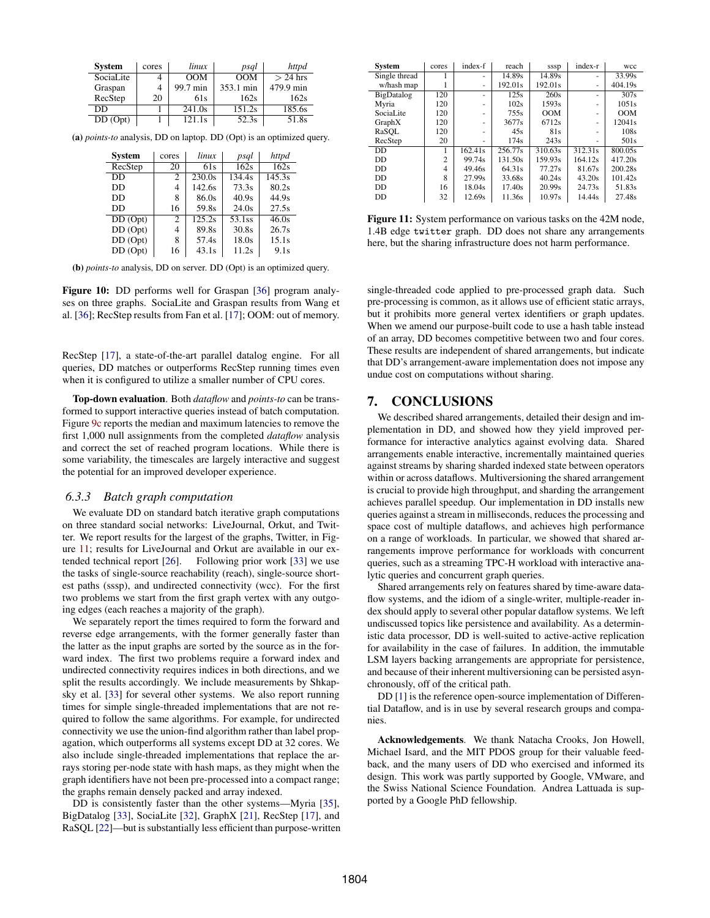| System | cores | *linux* | *psql* | *httpd* |
|---|---|---|---|---|
| SociaLite | 4 | OOM | OOM | > 24 hrs |
| Graspan | 4 | 99.7 min | 353.1 min | 479.9 min |
| RecStep | 20 | 61s | 162s | 162s |
| DD | 1 | 241.0s | 151.2s | 185.6s |
| DD (Opt) | 1 | 121.1s | 52.3s | 51.8s |

**(a)** *points-to* analysis, DD on laptop. DD (Opt) is an optimized query.

| System | cores | *linux* | *psql* | *httpd* |
|---|---|---|---|---|
| RecStep | 20 | 61s | 162s | 162s |
| DD | 2 | 230.0s | 134.4s | 145.3s |
| DD | 4 | 142.6s | 73.3s | 80.2s |
| DD | 8 | 86.0s | 40.9s | 44.9s |
| DD | 16 | 59.8s | 24.0s | 27.5s |
| DD (Opt) | 2 | 125.2s | 53.1ss | 46.0s |
| DD (Opt) | 4 | 89.8s | 30.8s | 26.7s |
| DD (Opt) | 8 | 57.4s | 18.0s | 15.1s |
| DD (Opt) | 16 | 43.1s | 11.2s | 9.1s |

**(b)** *points-to* analysis, DD on server. DD (Opt) is an optimized query.

**Figure 10:** DD performs well for Graspan [36] program analyses on three graphs. SociaLite and Graspan results from Wang et al. [36]; RecStep results from Fan et al. [17]; OOM: out of memory.

RecStep [17], a state-of-the-art parallel datalog engine. For all queries, DD matches or outperforms RecStep running times even when it is configured to utilize a smaller number of CPU cores.

**Top-down evaluation**. Both *dataflow* and *points-to* can be transformed to support interactive queries instead of batch computation. Figure 9c reports the median and maximum latencies to remove the first 1,000 null assignments from the completed *dataflow* analysis and correct the set of reached program locations. While there is some variability, the timescales are largely interactive and suggest the potential for an improved developer experience.

### 6.3.3 Batch graph computation

We evaluate DD on standard batch iterative graph computations on three standard social networks: LiveJournal, Orkut, and Twitter. We report results for the largest of the graphs, Twitter, in Figure 11; results for LiveJournal and Orkut are available in our extended technical report [26]. Following prior work [33] we use the tasks of single-source reachability (reach), single-source shortest paths (sssp), and undirected connectivity (wcc). For the first two problems we start from the first graph vertex with any outgoing edges (each reaches a majority of the graph).

We separately report the times required to form the forward and reverse edge arrangements, with the former generally faster than the latter as the input graphs are sorted by the source as in the forward index. The first two problems require a forward index and undirected connectivity requires indices in both directions, and we split the results accordingly. We include measurements by Shkapsky et al. [33] for several other systems. We also report running times for simple single-threaded implementations that are not required to follow the same algorithms. For example, for undirected connectivity we use the union-find algorithm rather than label propagation, which outperforms all systems except DD at 32 cores. We also include single-threaded implementations that replace the arrays storing per-node state with hash maps, as they might when the graph identifiers have not been pre-processed into a compact range; the graphs remain densely packed and array indexed.

DD is consistently faster than the other systems—Myria [35], BigDatalog [33], SociaLite [32], GraphX [21], RecStep [17], and RaSQL [22]—but is substantially less efficient than purpose-written

| System | cores | index-f | reach | sssp | index-r | wcc |
|---|---|---|---|---|---|---|
| Single thread | 1 | - | 14.89s | 14.89s | - | 33.99s |
| w/hash map | 1 | - | 192.01s | 192.01s | - | 404.19s |
| BigDatalog | 120 | - | 125s | 260s | - | 307s |
| Myria | 120 | - | 102s | 1593s | - | 1051s |
| SociaLite | 120 | - | 755s | OOM | - | OOM |
| GraphX | 120 | - | 3677s | 6712s | - | 12041s |
| RaSQL | 120 | - | 45s | 81s | - | 108s |
| RecStep | 20 | - | 174s | 243s | - | 501s |
| DD | 1 | 162.41s | 256.77s | 310.63s | 312.31s | 800.05s |
| DD | 2 | 99.74s | 131.50s | 159.93s | 164.12s | 417.20s |
| DD | 4 | 49.46s | 64.31s | 77.27s | 81.67s | 200.28s |
| DD | 8 | 27.99s | 33.68s | 40.24s | 43.20s | 101.42s |
| DD | 16 | 18.04s | 17.40s | 20.99s | 24.73s | 51.83s |
| DD | 32 | 12.69s | 11.36s | 10.97s | 14.44s | 27.48s |

**Figure 11:** System performance on various tasks on the 42M node, 1.4B edge `twitter` graph. DD does not share any arrangements here, but the sharing infrastructure does not harm performance.

single-threaded code applied to pre-processed graph data. Such pre-processing is common, as it allows use of efficient static arrays, but it prohibits more general vertex identifiers or graph updates. When we amend our purpose-built code to use a hash table instead of an array, DD becomes competitive between two and four cores. These results are independent of shared arrangements, but indicate that DD's arrangement-aware implementation does not impose any undue cost on computations without sharing.

## 7. CONCLUSIONS

We described shared arrangements, detailed their design and implementation in DD, and showed how they yield improved performance for interactive analytics against evolving data. Shared arrangements enable interactive, incrementally maintained queries against streams by sharing sharded indexed state between operators within or across dataflows. Multiversioning the shared arrangement is crucial to provide high throughput, and sharding the arrangement achieves parallel speedup. Our implementation in DD installs new queries against a stream in milliseconds, reduces the processing and space cost of multiple dataflows, and achieves high performance on a range of workloads. In particular, we showed that shared arrangements improve performance for workloads with concurrent queries, such as a streaming TPC-H workload with interactive analytic queries and concurrent graph queries.

Shared arrangements rely on features shared by time-aware dataflow systems, and the idiom of a single-writer, multiple-reader index should apply to several other popular dataflow systems. We left undiscussed topics like persistence and availability. As a deterministic data processor, DD is well-suited to active-active replication for availability in the case of failures. In addition, the immutable LSM layers backing arrangements are appropriate for persistence, and because of their inherent multiversioning can be persisted asynchronously, off of the critical path.

DD [1] is the reference open-source implementation of Differential Dataflow, and is in use by several research groups and companies.

**Acknowledgements**. We thank Natacha Crooks, Jon Howell, Michael Isard, and the MIT PDOS group for their valuable feedback, and the many users of DD who exercised and informed its design. This work was partly supported by Google, VMware, and the Swiss National Science Foundation. Andrea Lattuada is supported by a Google PhD fellowship.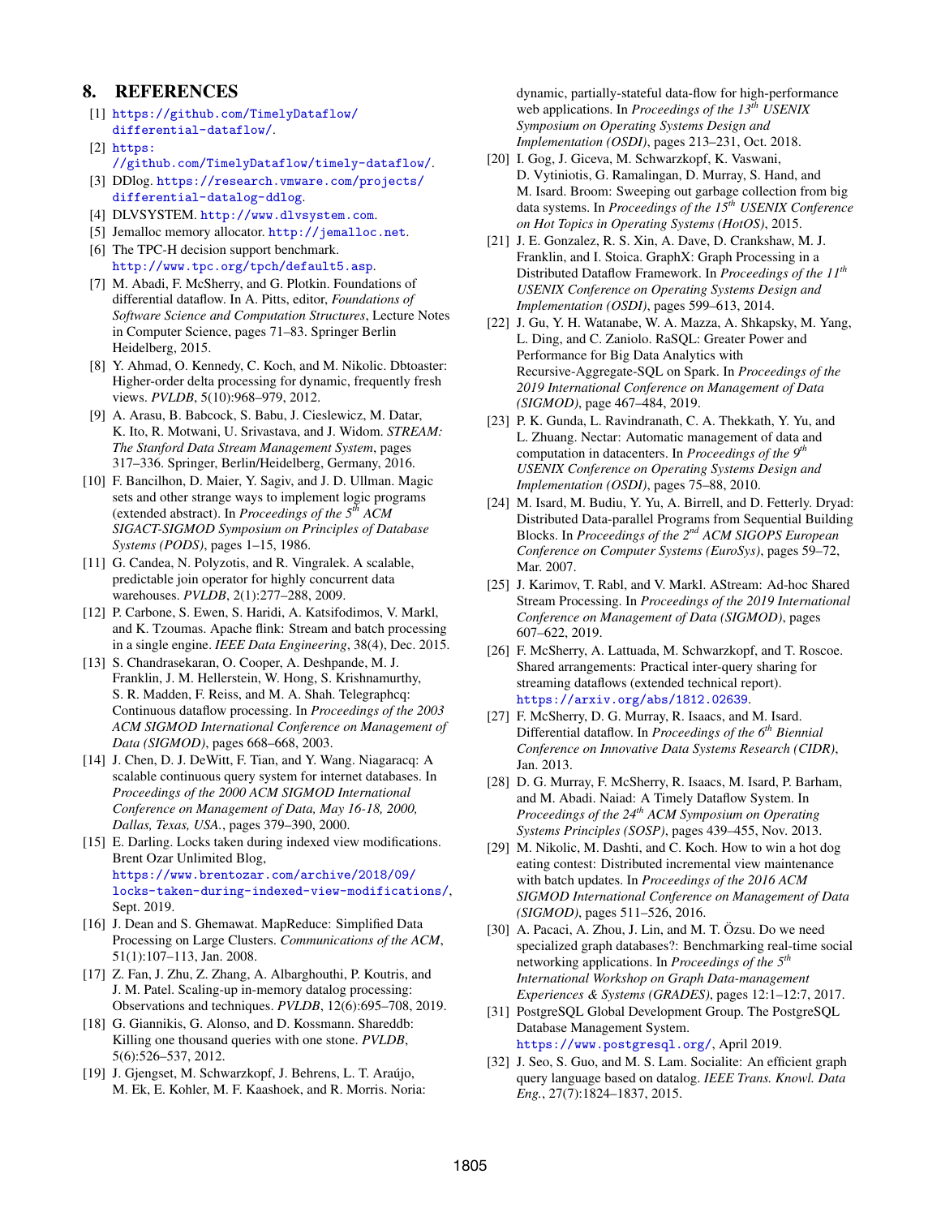## 8. REFERENCES

[1] https://github.com/TimelyDataflow/differential-dataflow/.

[2] https://github.com/TimelyDataflow/timely-dataflow/.

[3] DDlog. https://research.vmware.com/projects/differential-datalog-ddlog.

[4] DLVSYSTEM. http://www.dlvsystem.com.

[5] Jemalloc memory allocator. http://jemalloc.net.

[6] The TPC-H decision support benchmark. http://www.tpc.org/tpch/default5.asp.

[7] M. Abadi, F. McSherry, and G. Plotkin. Foundations of differential dataflow. In A. Pitts, editor, *Foundations of Software Science and Computation Structures*, Lecture Notes in Computer Science, pages 71–83. Springer Berlin Heidelberg, 2015.

[8] Y. Ahmad, O. Kennedy, C. Koch, and M. Nikolic. Dbtoaster: Higher-order delta processing for dynamic, frequently fresh views. *PVLDB*, 5(10):968–979, 2012.

[9] A. Arasu, B. Babcock, S. Babu, J. Cieslewicz, M. Datar, K. Ito, R. Motwani, U. Srivastava, and J. Widom. *STREAM: The Stanford Data Stream Management System*, pages 317–336. Springer, Berlin/Heidelberg, Germany, 2016.

[10] F. Bancilhon, D. Maier, Y. Sagiv, and J. D. Ullman. Magic sets and other strange ways to implement logic programs (extended abstract). In *Proceedings of the 5th ACM SIGACT-SIGMOD Symposium on Principles of Database Systems (PODS)*, pages 1–15, 1986.

[11] G. Candea, N. Polyzotis, and R. Vingralek. A scalable, predictable join operator for highly concurrent data warehouses. *PVLDB*, 2(1):277–288, 2009.

[12] P. Carbone, S. Ewen, S. Haridi, A. Katsifodimos, V. Markl, and K. Tzoumas. Apache flink: Stream and batch processing in a single engine. *IEEE Data Engineering*, 38(4), Dec. 2015.

[13] S. Chandrasekaran, O. Cooper, A. Deshpande, M. J. Franklin, J. M. Hellerstein, W. Hong, S. Krishnamurthy, S. R. Madden, F. Reiss, and M. A. Shah. Telegraphcq: Continuous dataflow processing. In *Proceedings of the 2003 ACM SIGMOD International Conference on Management of Data (SIGMOD)*, pages 668–668, 2003.

[14] J. Chen, D. J. DeWitt, F. Tian, and Y. Wang. Niagaracq: A scalable continuous query system for internet databases. In *Proceedings of the 2000 ACM SIGMOD International Conference on Management of Data, May 16-18, 2000, Dallas, Texas, USA.*, pages 379–390, 2000.

[15] E. Darling. Locks taken during indexed view modifications. Brent Ozar Unlimited Blog, https://www.brentozar.com/archive/2018/09/locks-taken-during-indexed-view-modifications/, Sept. 2019.

[16] J. Dean and S. Ghemawat. MapReduce: Simplified Data Processing on Large Clusters. *Communications of the ACM*, 51(1):107–113, Jan. 2008.

[17] Z. Fan, J. Zhu, Z. Zhang, A. Albarghouthi, P. Koutris, and J. M. Patel. Scaling-up in-memory datalog processing: Observations and techniques. *PVLDB*, 12(6):695–708, 2019.

[18] G. Giannikis, G. Alonso, and D. Kossmann. Shareddb: Killing one thousand queries with one stone. *PVLDB*, 5(6):526–537, 2012.

[19] J. Gjengset, M. Schwarzkopf, J. Behrens, L. T. Araújo, M. Ek, E. Kohler, M. F. Kaashoek, and R. Morris. Noria: dynamic, partially-stateful data-flow for high-performance web applications. In *Proceedings of the 13th USENIX Symposium on Operating Systems Design and Implementation (OSDI)*, pages 213–231, Oct. 2018.

[20] I. Gog, J. Giceva, M. Schwarzkopf, K. Vaswani, D. Vytiniotis, G. Ramalingan, D. Murray, S. Hand, and M. Isard. Broom: Sweeping out garbage collection from big data systems. In *Proceedings of the 15th USENIX Conference on Hot Topics in Operating Systems (HotOS)*, 2015.

[21] J. E. Gonzalez, R. S. Xin, A. Dave, D. Crankshaw, M. J. Franklin, and I. Stoica. GraphX: Graph Processing in a Distributed Dataflow Framework. In *Proceedings of the 11th USENIX Conference on Operating Systems Design and Implementation (OSDI)*, pages 599–613, 2014.

[22] J. Gu, Y. H. Watanabe, W. A. Mazza, A. Shkapsky, M. Yang, L. Ding, and C. Zaniolo. RaSQL: Greater Power and Performance for Big Data Analytics with Recursive-Aggregate-SQL on Spark. In *Proceedings of the 2019 International Conference on Management of Data (SIGMOD)*, page 467–484, 2019.

[23] P. K. Gunda, L. Ravindranath, C. A. Thekkath, Y. Yu, and L. Zhuang. Nectar: Automatic management of data and computation in datacenters. In *Proceedings of the 9th USENIX Conference on Operating Systems Design and Implementation (OSDI)*, pages 75–88, 2010.

[24] M. Isard, M. Budiu, Y. Yu, A. Birrell, and D. Fetterly. Dryad: Distributed Data-parallel Programs from Sequential Building Blocks. In *Proceedings of the 2nd ACM SIGOPS European Conference on Computer Systems (EuroSys)*, pages 59–72, Mar. 2007.

[25] J. Karimov, T. Rabl, and V. Markl. AStream: Ad-hoc Shared Stream Processing. In *Proceedings of the 2019 International Conference on Management of Data (SIGMOD)*, pages 607–622, 2019.

[26] F. McSherry, A. Lattuada, M. Schwarzkopf, and T. Roscoe. Shared arrangements: Practical inter-query sharing for streaming dataflows (extended technical report). https://arxiv.org/abs/1812.02639.

[27] F. McSherry, D. G. Murray, R. Isaacs, and M. Isard. Differential dataflow. In *Proceedings of the 6th Biennial Conference on Innovative Data Systems Research (CIDR)*, Jan. 2013.

[28] D. G. Murray, F. McSherry, R. Isaacs, M. Isard, P. Barham, and M. Abadi. Naiad: A Timely Dataflow System. In *Proceedings of the 24th ACM Symposium on Operating Systems Principles (SOSP)*, pages 439–455, Nov. 2013.

[29] M. Nikolic, M. Dashti, and C. Koch. How to win a hot dog eating contest: Distributed incremental view maintenance with batch updates. In *Proceedings of the 2016 ACM SIGMOD International Conference on Management of Data (SIGMOD)*, pages 511–526, 2016.

[30] A. Pacaci, A. Zhou, J. Lin, and M. T. Özsu. Do we need specialized graph databases?: Benchmarking real-time social networking applications. In *Proceedings of the 5th International Workshop on Graph Data-management Experiences & Systems (GRADES)*, pages 12:1–12:7, 2017.

[31] PostgreSQL Global Development Group. The PostgreSQL Database Management System. https://www.postgresql.org/, April 2019.

[32] J. Seo, S. Guo, and M. S. Lam. Socialite: An efficient graph query language based on datalog. *IEEE Trans. Knowl. Data Eng.*, 27(7):1824–1837, 2015.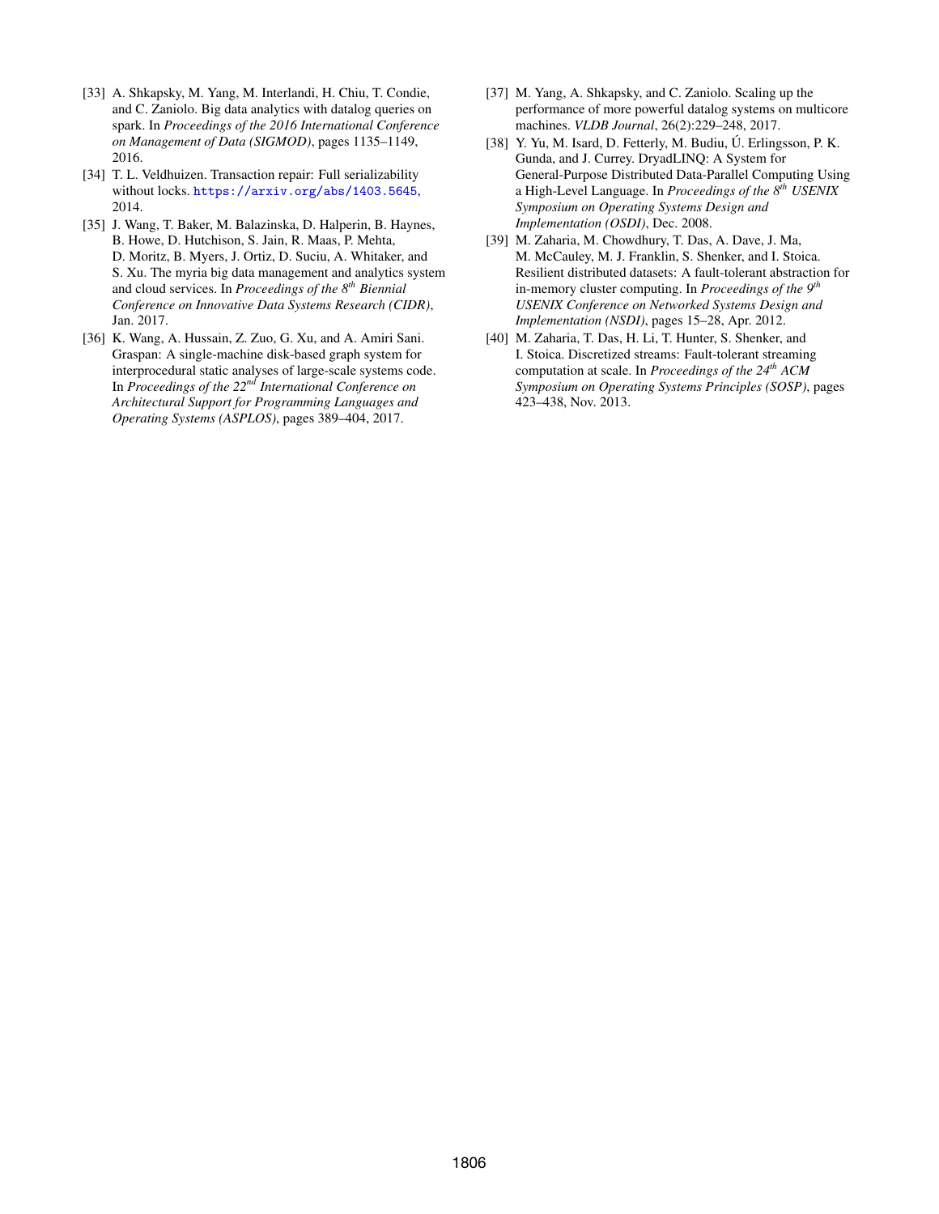[33] A. Shkapsky, M. Yang, M. Interlandi, H. Chiu, T. Condie, and C. Zaniolo. Big data analytics with datalog queries on spark. In *Proceedings of the 2016 International Conference on Management of Data (SIGMOD)*, pages 1135–1149, 2016.

[34] T. L. Veldhuizen. Transaction repair: Full serializability without locks. https://arxiv.org/abs/1403.5645, 2014.

[35] J. Wang, T. Baker, M. Balazinska, D. Halperin, B. Haynes, B. Howe, D. Hutchison, S. Jain, R. Maas, P. Mehta, D. Moritz, B. Myers, J. Ortiz, D. Suciu, A. Whitaker, and S. Xu. The myria big data management and analytics system and cloud services. In *Proceedings of the 8th Biennial Conference on Innovative Data Systems Research (CIDR)*, Jan. 2017.

[36] K. Wang, A. Hussain, Z. Zuo, G. Xu, and A. Amiri Sani. Graspan: A single-machine disk-based graph system for interprocedural static analyses of large-scale systems code. In *Proceedings of the 22nd International Conference on Architectural Support for Programming Languages and Operating Systems (ASPLOS)*, pages 389–404, 2017.

[37] M. Yang, A. Shkapsky, and C. Zaniolo. Scaling up the performance of more powerful datalog systems on multicore machines. *VLDB Journal*, 26(2):229–248, 2017.

[38] Y. Yu, M. Isard, D. Fetterly, M. Budiu, Ú. Erlingsson, P. K. Gunda, and J. Currey. DryadLINQ: A System for General-Purpose Distributed Data-Parallel Computing Using a High-Level Language. In *Proceedings of the 8th USENIX Symposium on Operating Systems Design and Implementation (OSDI)*, Dec. 2008.

[39] M. Zaharia, M. Chowdhury, T. Das, A. Dave, J. Ma, M. McCauley, M. J. Franklin, S. Shenker, and I. Stoica. Resilient distributed datasets: A fault-tolerant abstraction for in-memory cluster computing. In *Proceedings of the 9th USENIX Conference on Networked Systems Design and Implementation (NSDI)*, pages 15–28, Apr. 2012.

[40] M. Zaharia, T. Das, H. Li, T. Hunter, S. Shenker, and I. Stoica. Discretized streams: Fault-tolerant streaming computation at scale. In *Proceedings of the 24th ACM Symposium on Operating Systems Principles (SOSP)*, pages 423–438, Nov. 2013.